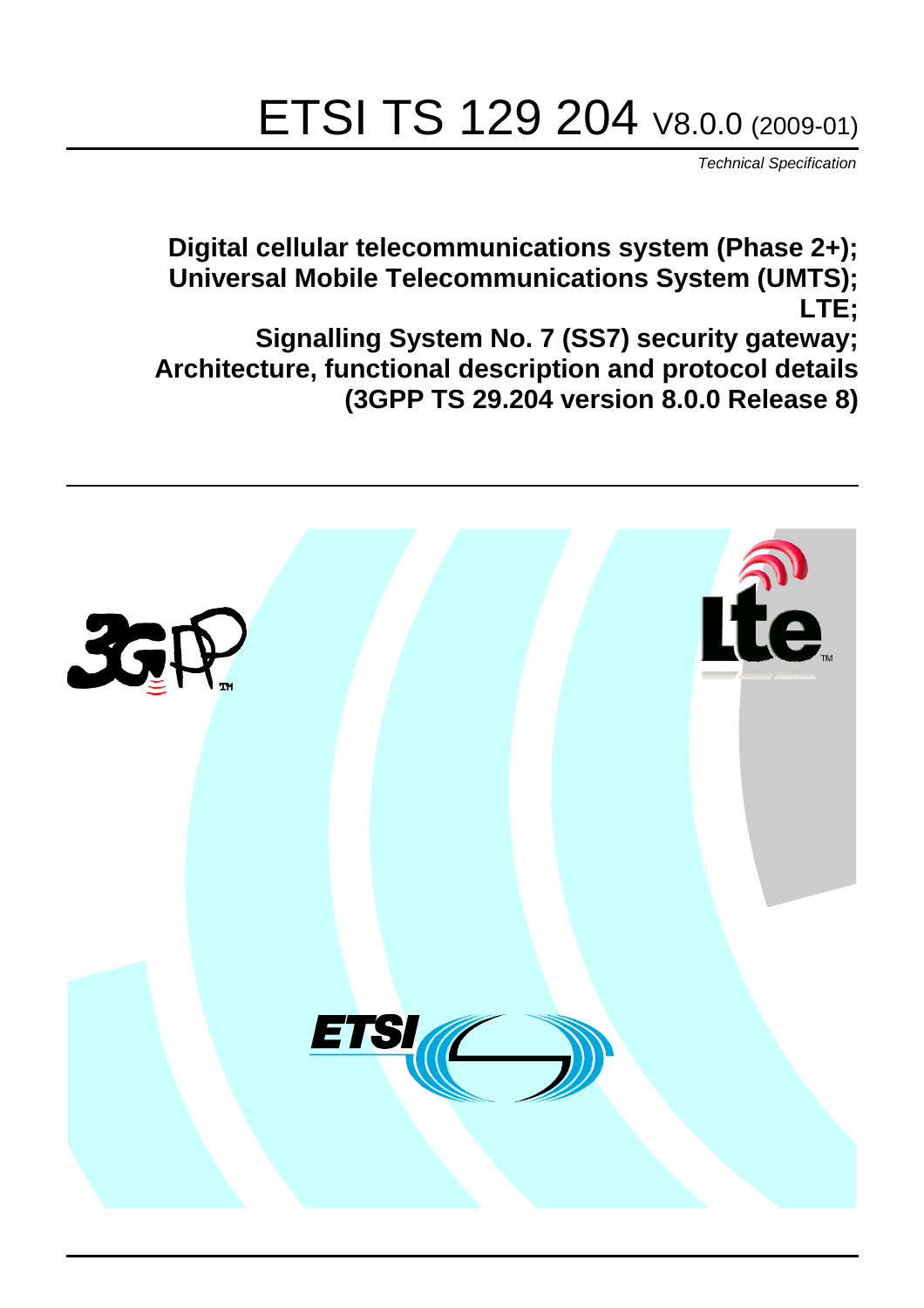# ETSI TS 129 204 V8.0.0 (2009-01)

*Technical Specification*

**Digital cellular telecommunications system (Phase 2+);
Universal Mobile Telecommunications System (UMTS);
LTE;
Signalling System No. 7 (SS7) security gateway;
Architecture, functional description and protocol details
(3GPP TS 29.204 version 8.0.0 Release 8)**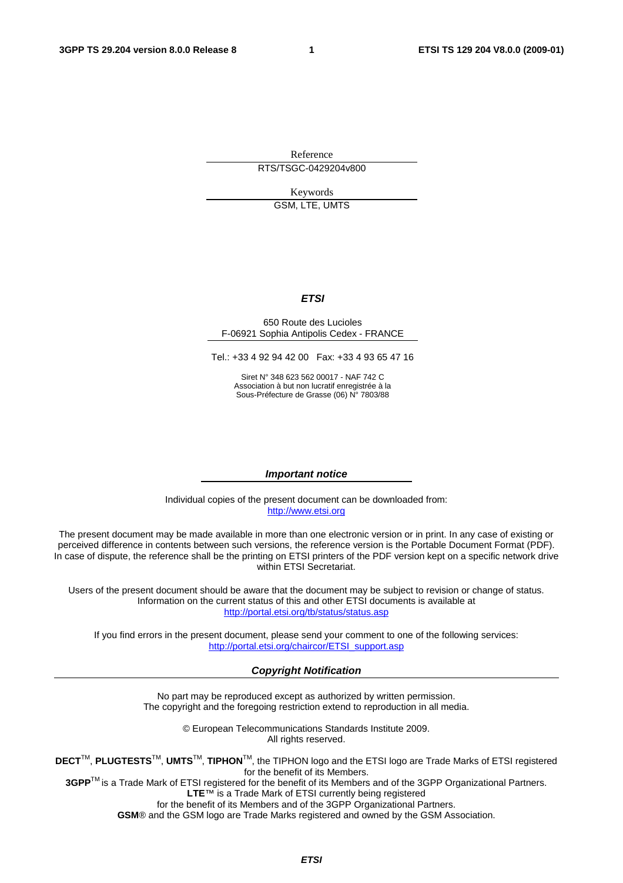Reference

RTS/TSGC-0429204v800

Keywords

GSM, LTE, UMTS

***ETSI***

650 Route des Lucioles
F-06921 Sophia Antipolis Cedex - FRANCE

Tel.: +33 4 92 94 42 00 Fax: +33 4 93 65 47 16

Siret N° 348 623 562 00017 - NAF 742 C
Association à but non lucratif enregistrée à la
Sous-Préfecture de Grasse (06) N° 7803/88

***Important notice***

Individual copies of the present document can be downloaded from:
http://www.etsi.org

The present document may be made available in more than one electronic version or in print. In any case of existing or perceived difference in contents between such versions, the reference version is the Portable Document Format (PDF). In case of dispute, the reference shall be the printing on ETSI printers of the PDF version kept on a specific network drive within ETSI Secretariat.

Users of the present document should be aware that the document may be subject to revision or change of status. Information on the current status of this and other ETSI documents is available at
http://portal.etsi.org/tb/status/status.asp

If you find errors in the present document, please send your comment to one of the following services:
http://portal.etsi.org/chaircor/ETSI_support.asp

***Copyright Notification***

No part may be reproduced except as authorized by written permission.
The copyright and the foregoing restriction extend to reproduction in all media.

© European Telecommunications Standards Institute 2009.
All rights reserved.

**DECT**™, **PLUGTESTS**™, **UMTS**™, **TIPHON**™, the TIPHON logo and the ETSI logo are Trade Marks of ETSI registered for the benefit of its Members.
**3GPP**™ is a Trade Mark of ETSI registered for the benefit of its Members and of the 3GPP Organizational Partners.
**LTE**™ is a Trade Mark of ETSI currently being registered
for the benefit of its Members and of the 3GPP Organizational Partners.
**GSM**® and the GSM logo are Trade Marks registered and owned by the GSM Association.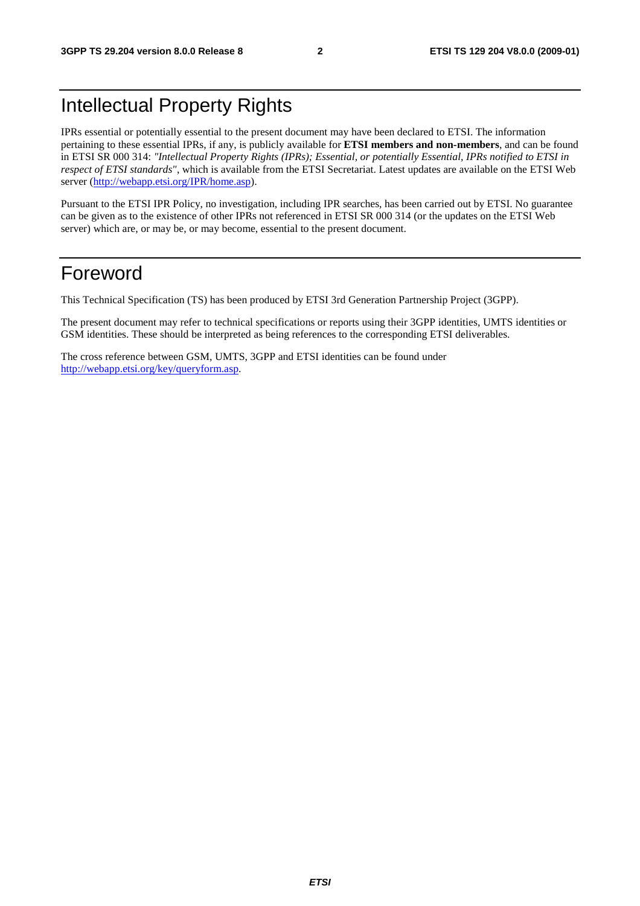# Intellectual Property Rights

IPRs essential or potentially essential to the present document may have been declared to ETSI. The information pertaining to these essential IPRs, if any, is publicly available for **ETSI members and non-members**, and can be found in ETSI SR 000 314: *"Intellectual Property Rights (IPRs); Essential, or potentially Essential, IPRs notified to ETSI in respect of ETSI standards"*, which is available from the ETSI Secretariat. Latest updates are available on the ETSI Web server (http://webapp.etsi.org/IPR/home.asp).

Pursuant to the ETSI IPR Policy, no investigation, including IPR searches, has been carried out by ETSI. No guarantee can be given as to the existence of other IPRs not referenced in ETSI SR 000 314 (or the updates on the ETSI Web server) which are, or may be, or may become, essential to the present document.

# Foreword

This Technical Specification (TS) has been produced by ETSI 3rd Generation Partnership Project (3GPP).

The present document may refer to technical specifications or reports using their 3GPP identities, UMTS identities or GSM identities. These should be interpreted as being references to the corresponding ETSI deliverables.

The cross reference between GSM, UMTS, 3GPP and ETSI identities can be found under http://webapp.etsi.org/key/queryform.asp.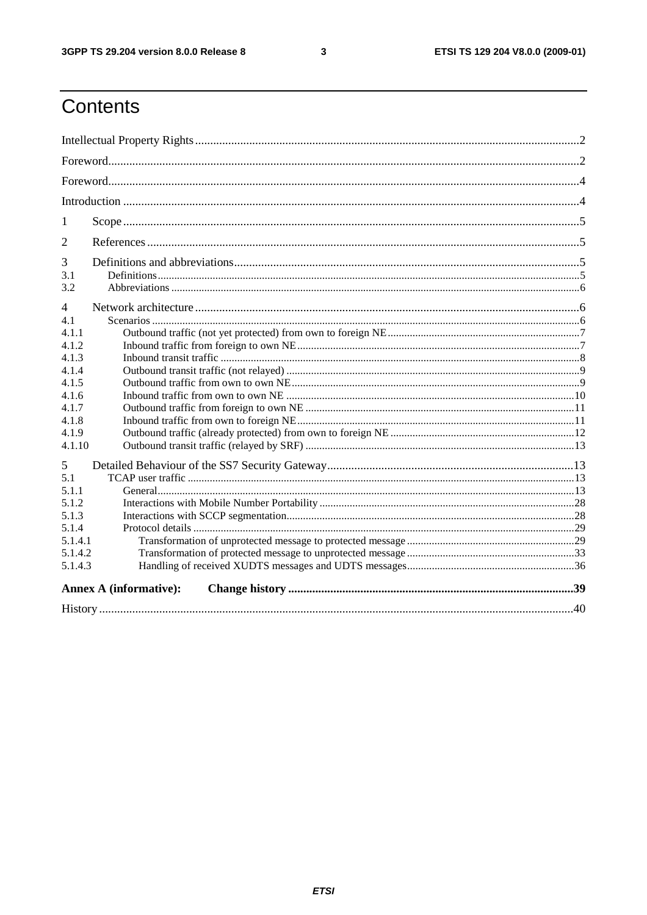# Contents

Intellectual Property Rights ... 2

Foreword ... 2

Foreword ... 4

Introduction ... 4

1 Scope ... 5

2 References ... 5

3 Definitions and abbreviations ... 5
- 3.1 Definitions ... 5
- 3.2 Abbreviations ... 6

4 Network architecture ... 6
- 4.1 Scenarios ... 6
- 4.1.1 Outbound traffic (not yet protected) from own to foreign NE ... 7
- 4.1.2 Inbound traffic from foreign to own NE ... 7
- 4.1.3 Inbound transit traffic ... 8
- 4.1.4 Outbound transit traffic (not relayed) ... 9
- 4.1.5 Outbound traffic from own to own NE ... 9
- 4.1.6 Inbound traffic from own to own NE ... 10
- 4.1.7 Outbound traffic from foreign to own NE ... 11
- 4.1.8 Inbound traffic from own to foreign NE ... 11
- 4.1.9 Outbound traffic (already protected) from own to foreign NE ... 12
- 4.1.10 Outbound transit traffic (relayed by SRF) ... 13

5 Detailed Behaviour of the SS7 Security Gateway ... 13
- 5.1 TCAP user traffic ... 13
- 5.1.1 General ... 13
- 5.1.2 Interactions with Mobile Number Portability ... 28
- 5.1.3 Interactions with SCCP segmentation ... 28
- 5.1.4 Protocol details ... 29
- 5.1.4.1 Transformation of unprotected message to protected message ... 29
- 5.1.4.2 Transformation of protected message to unprotected message ... 33
- 5.1.4.3 Handling of received XUDTS messages and UDTS messages ... 36

**Annex A (informative): Change history ... 39**

History ... 40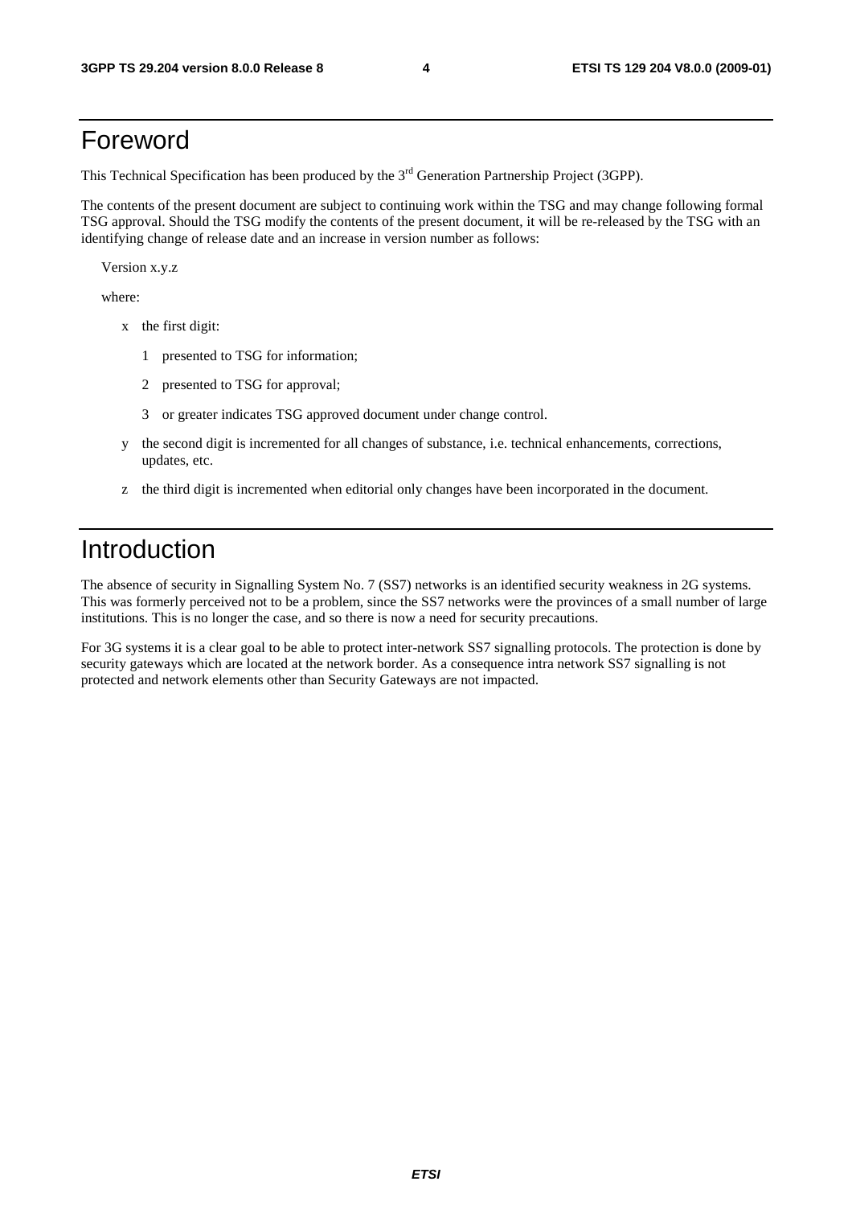# Foreword

This Technical Specification has been produced by the 3rd Generation Partnership Project (3GPP).

The contents of the present document are subject to continuing work within the TSG and may change following formal TSG approval. Should the TSG modify the contents of the present document, it will be re-released by the TSG with an identifying change of release date and an increase in version number as follows:

Version x.y.z

where:

- x the first digit:
  - 1 presented to TSG for information;
  - 2 presented to TSG for approval;
  - 3 or greater indicates TSG approved document under change control.
- y the second digit is incremented for all changes of substance, i.e. technical enhancements, corrections, updates, etc.
- z the third digit is incremented when editorial only changes have been incorporated in the document.

# Introduction

The absence of security in Signalling System No. 7 (SS7) networks is an identified security weakness in 2G systems. This was formerly perceived not to be a problem, since the SS7 networks were the provinces of a small number of large institutions. This is no longer the case, and so there is now a need for security precautions.

For 3G systems it is a clear goal to be able to protect inter-network SS7 signalling protocols. The protection is done by security gateways which are located at the network border. As a consequence intra network SS7 signalling is not protected and network elements other than Security Gateways are not impacted.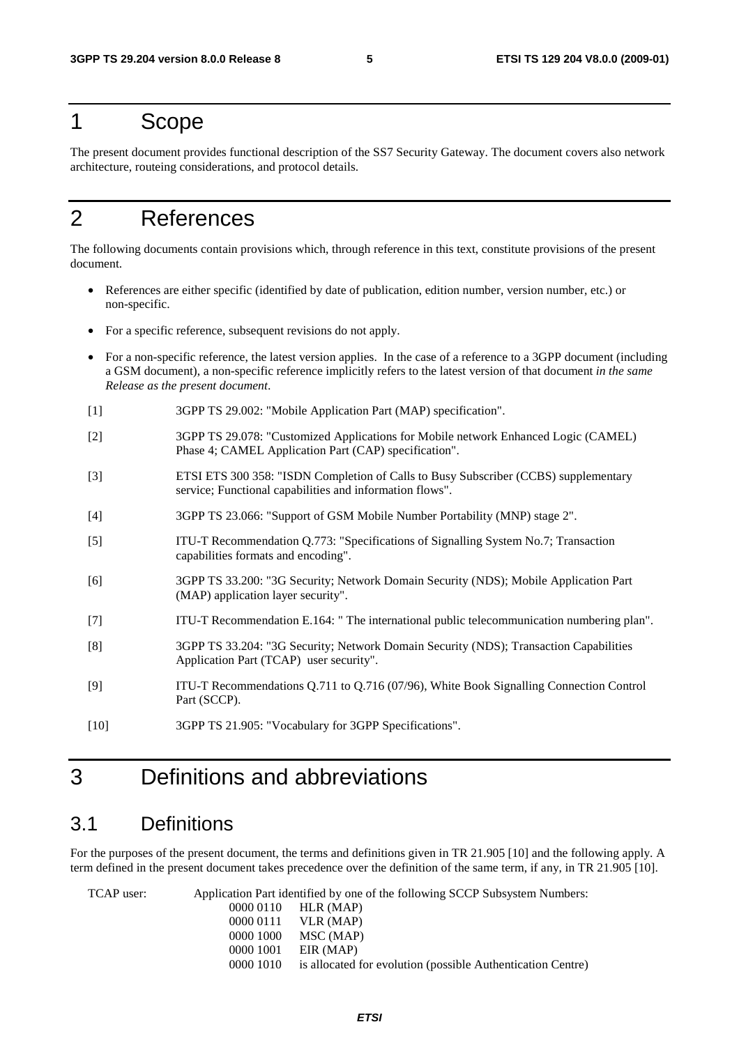# 1 Scope

The present document provides functional description of the SS7 Security Gateway. The document covers also network architecture, routeing considerations, and protocol details.

# 2 References

The following documents contain provisions which, through reference in this text, constitute provisions of the present document.

- References are either specific (identified by date of publication, edition number, version number, etc.) or non-specific.
- For a specific reference, subsequent revisions do not apply.
- For a non-specific reference, the latest version applies. In the case of a reference to a 3GPP document (including a GSM document), a non-specific reference implicitly refers to the latest version of that document *in the same Release as the present document*.

[1] 3GPP TS 29.002: "Mobile Application Part (MAP) specification".

[2] 3GPP TS 29.078: "Customized Applications for Mobile network Enhanced Logic (CAMEL) Phase 4; CAMEL Application Part (CAP) specification".

[3] ETSI ETS 300 358: "ISDN Completion of Calls to Busy Subscriber (CCBS) supplementary service; Functional capabilities and information flows".

[4] 3GPP TS 23.066: "Support of GSM Mobile Number Portability (MNP) stage 2".

[5] ITU-T Recommendation Q.773: "Specifications of Signalling System No.7; Transaction capabilities formats and encoding".

[6] 3GPP TS 33.200: "3G Security; Network Domain Security (NDS); Mobile Application Part (MAP) application layer security".

[7] ITU-T Recommendation E.164: " The international public telecommunication numbering plan".

[8] 3GPP TS 33.204: "3G Security; Network Domain Security (NDS); Transaction Capabilities Application Part (TCAP) user security".

[9] ITU-T Recommendations Q.711 to Q.716 (07/96), White Book Signalling Connection Control Part (SCCP).

[10] 3GPP TS 21.905: "Vocabulary for 3GPP Specifications".

# 3 Definitions and abbreviations

## 3.1 Definitions

For the purposes of the present document, the terms and definitions given in TR 21.905 [10] and the following apply. A term defined in the present document takes precedence over the definition of the same term, if any, in TR 21.905 [10].

TCAP user: Application Part identified by one of the following SCCP Subsystem Numbers:

0000 0110 HLR (MAP)
0000 0111 VLR (MAP)
0000 1000 MSC (MAP)
0000 1001 EIR (MAP)
0000 1010 is allocated for evolution (possible Authentication Centre)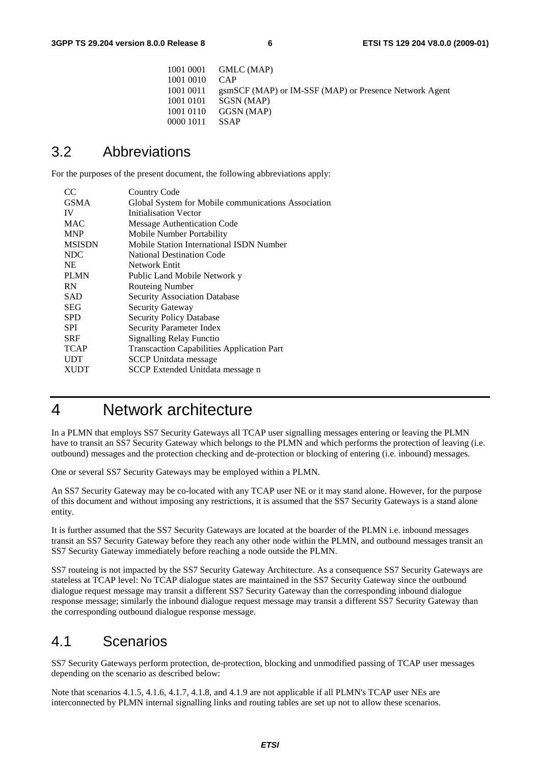| | |
|---|---|
| 1001 0001 | GMLC (MAP) |
| 1001 0010 | CAP |
| 1001 0011 | gsmSCF (MAP) or IM-SSF (MAP) or Presence Network Agent |
| 1001 0101 | SGSN (MAP) |
| 1001 0110 | GGSN (MAP) |
| 0000 1011 | SSAP |

## 3.2 Abbreviations

For the purposes of the present document, the following abbreviations apply:

| | |
|---|---|
| CC | Country Code |
| GSMA | Global System for Mobile communications Association |
| IV | Initialisation Vector |
| MAC | Message Authentication Code |
| MNP | Mobile Number Portability |
| MSISDN | Mobile Station International ISDN Number |
| NDC | National Destination Code |
| NE | Network Entit |
| PLMN | Public Land Mobile Network y |
| RN | Routeing Number |
| SAD | Security Association Database |
| SEG | Security Gateway |
| SPD | Security Policy Database |
| SPI | Security Parameter Index |
| SRF | Signalling Relay Functio |
| TCAP | Transcaction Capabilities Application Part |
| UDT | SCCP Unitdata message |
| XUDT | SCCP Extended Unitdata message n |

# 4 Network architecture

In a PLMN that employs SS7 Security Gateways all TCAP user signalling messages entering or leaving the PLMN have to transit an SS7 Security Gateway which belongs to the PLMN and which performs the protection of leaving (i.e. outbound) messages and the protection checking and de-protection or blocking of entering (i.e. inbound) messages.

One or several SS7 Security Gateways may be employed within a PLMN.

An SS7 Security Gateway may be co-located with any TCAP user NE or it may stand alone. However, for the purpose of this document and without imposing any restrictions, it is assumed that the SS7 Security Gateways is a stand alone entity.

It is further assumed that the SS7 Security Gateways are located at the boarder of the PLMN i.e. inbound messages transit an SS7 Security Gateway before they reach any other node within the PLMN, and outbound messages transit an SS7 Security Gateway immediately before reaching a node outside the PLMN.

SS7 routeing is not impacted by the SS7 Security Gateway Architecture. As a consequence SS7 Security Gateways are stateless at TCAP level: No TCAP dialogue states are maintained in the SS7 Security Gateway since the outbound dialogue request message may transit a different SS7 Security Gateway than the corresponding inbound dialogue response message; similarly the inbound dialogue request message may transit a different SS7 Security Gateway than the corresponding outbound dialogue response message.

## 4.1 Scenarios

SS7 Security Gateways perform protection, de-protection, blocking and unmodified passing of TCAP user messages depending on the scenario as described below:

Note that scenarios 4.1.5, 4.1.6, 4.1.7, 4.1.8, and 4.1.9 are not applicable if all PLMN's TCAP user NEs are interconnected by PLMN internal signalling links and routing tables are set up not to allow these scenarios.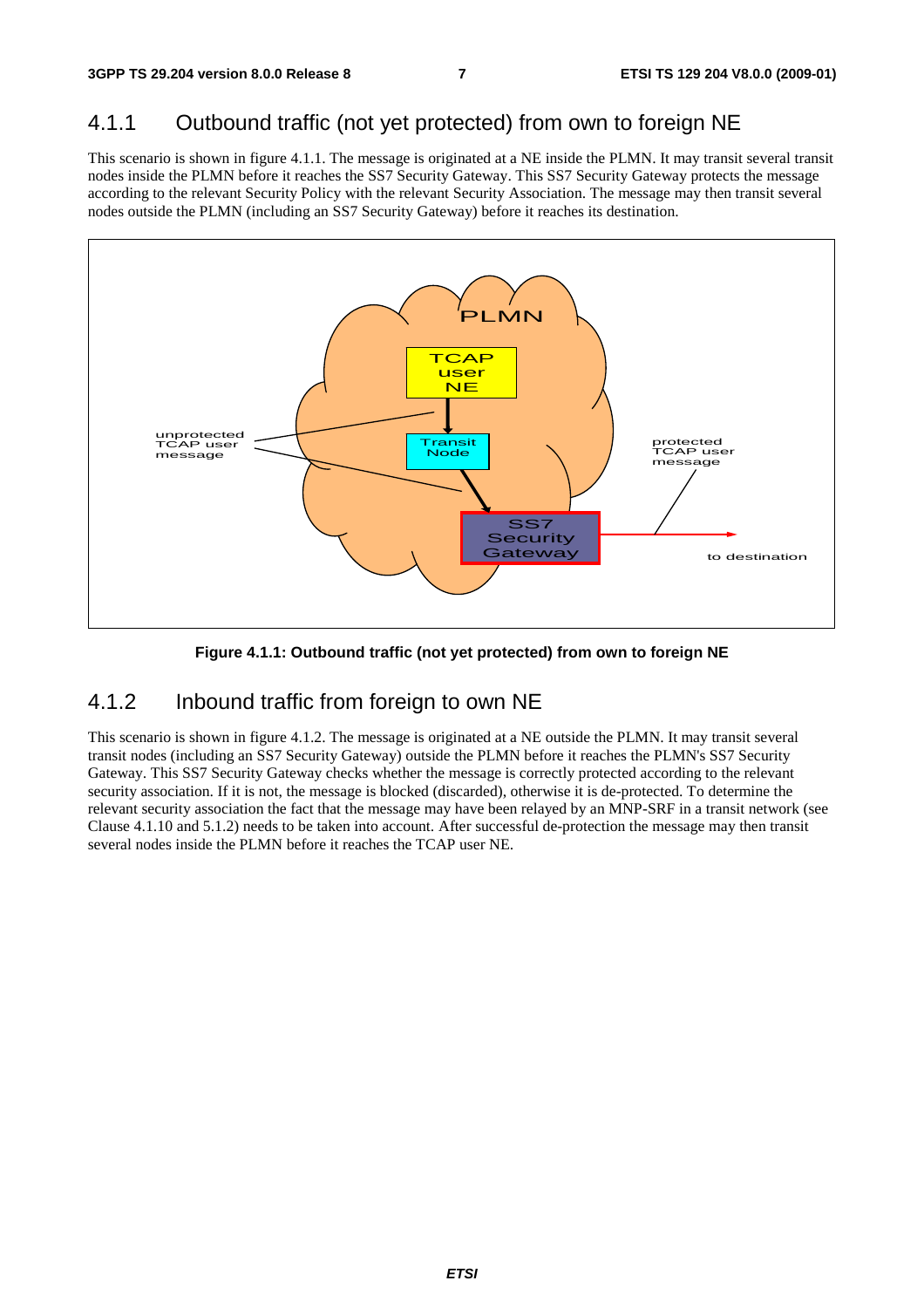### 4.1.1 Outbound traffic (not yet protected) from own to foreign NE

This scenario is shown in figure 4.1.1. The message is originated at a NE inside the PLMN. It may transit several transit nodes inside the PLMN before it reaches the SS7 Security Gateway. This SS7 Security Gateway protects the message according to the relevant Security Policy with the relevant Security Association. The message may then transit several nodes outside the PLMN (including an SS7 Security Gateway) before it reaches its destination.

**Figure 4.1.1: Outbound traffic (not yet protected) from own to foreign NE**

### 4.1.2 Inbound traffic from foreign to own NE

This scenario is shown in figure 4.1.2. The message is originated at a NE outside the PLMN. It may transit several transit nodes (including an SS7 Security Gateway) outside the PLMN before it reaches the PLMN's SS7 Security Gateway. This SS7 Security Gateway checks whether the message is correctly protected according to the relevant security association. If it is not, the message is blocked (discarded), otherwise it is de-protected. To determine the relevant security association the fact that the message may have been relayed by an MNP-SRF in a transit network (see Clause 4.1.10 and 5.1.2) needs to be taken into account. After successful de-protection the message may then transit several nodes inside the PLMN before it reaches the TCAP user NE.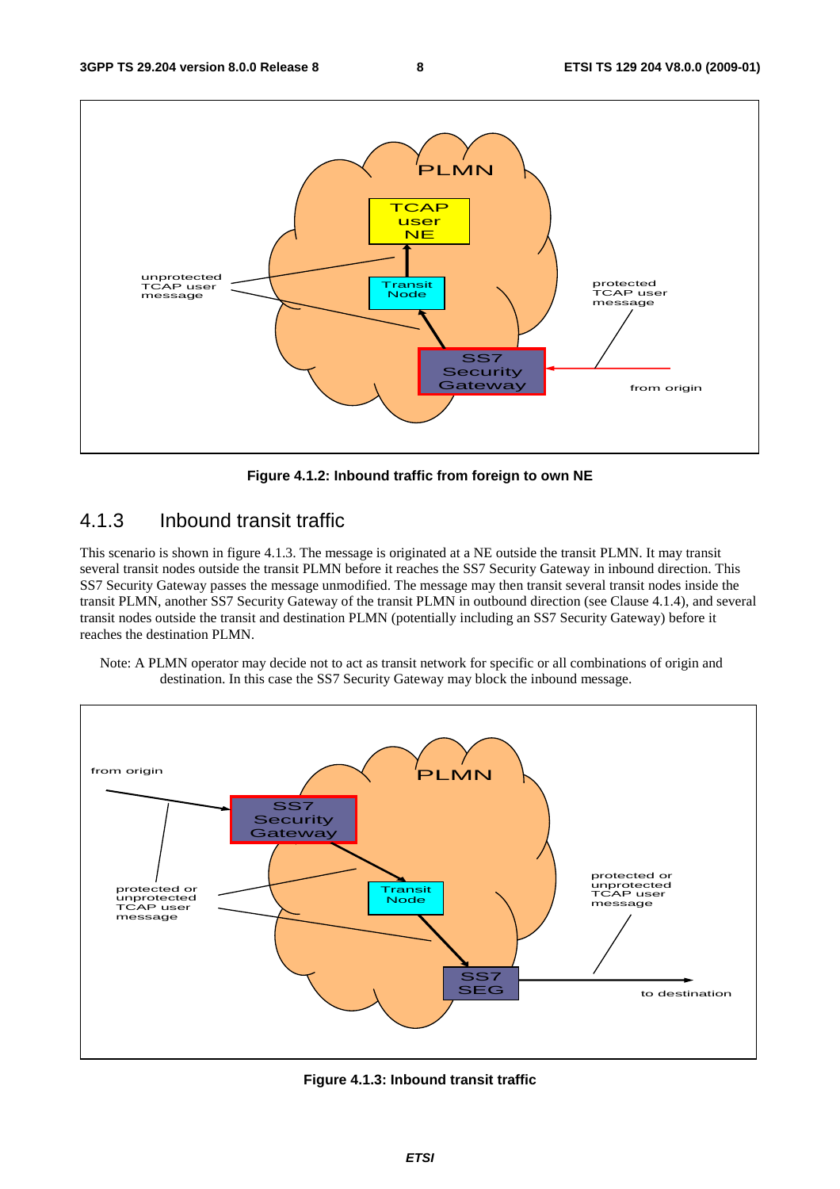Figure 4.1.2: Inbound traffic from foreign to own NE

### 4.1.3 Inbound transit traffic

This scenario is shown in figure 4.1.3. The message is originated at a NE outside the transit PLMN. It may transit several transit nodes outside the transit PLMN before it reaches the SS7 Security Gateway in inbound direction. This SS7 Security Gateway passes the message unmodified. The message may then transit several transit nodes inside the transit PLMN, another SS7 Security Gateway of the transit PLMN in outbound direction (see Clause 4.1.4), and several transit nodes outside the transit and destination PLMN (potentially including an SS7 Security Gateway) before it reaches the destination PLMN.

Note: A PLMN operator may decide not to act as transit network for specific or all combinations of origin and destination. In this case the SS7 Security Gateway may block the inbound message.

Figure 4.1.3: Inbound transit traffic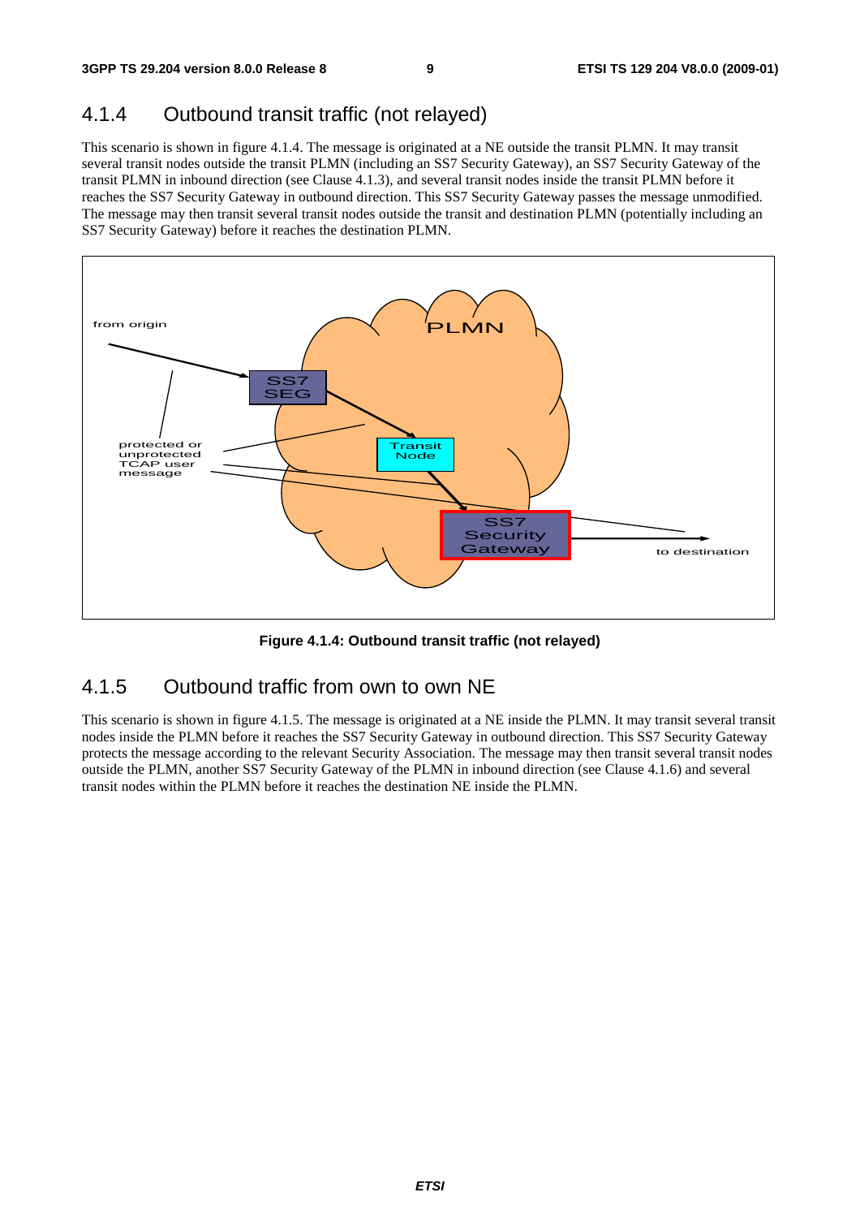### 4.1.4 Outbound transit traffic (not relayed)

This scenario is shown in figure 4.1.4. The message is originated at a NE outside the transit PLMN. It may transit several transit nodes outside the transit PLMN (including an SS7 Security Gateway), an SS7 Security Gateway of the transit PLMN in inbound direction (see Clause 4.1.3), and several transit nodes inside the transit PLMN before it reaches the SS7 Security Gateway in outbound direction. This SS7 Security Gateway passes the message unmodified. The message may then transit several transit nodes outside the transit and destination PLMN (potentially including an SS7 Security Gateway) before it reaches the destination PLMN.

**Figure 4.1.4: Outbound transit traffic (not relayed)**

### 4.1.5 Outbound traffic from own to own NE

This scenario is shown in figure 4.1.5. The message is originated at a NE inside the PLMN. It may transit several transit nodes inside the PLMN before it reaches the SS7 Security Gateway in outbound direction. This SS7 Security Gateway protects the message according to the relevant Security Association. The message may then transit several transit nodes outside the PLMN, another SS7 Security Gateway of the PLMN in inbound direction (see Clause 4.1.6) and several transit nodes within the PLMN before it reaches the destination NE inside the PLMN.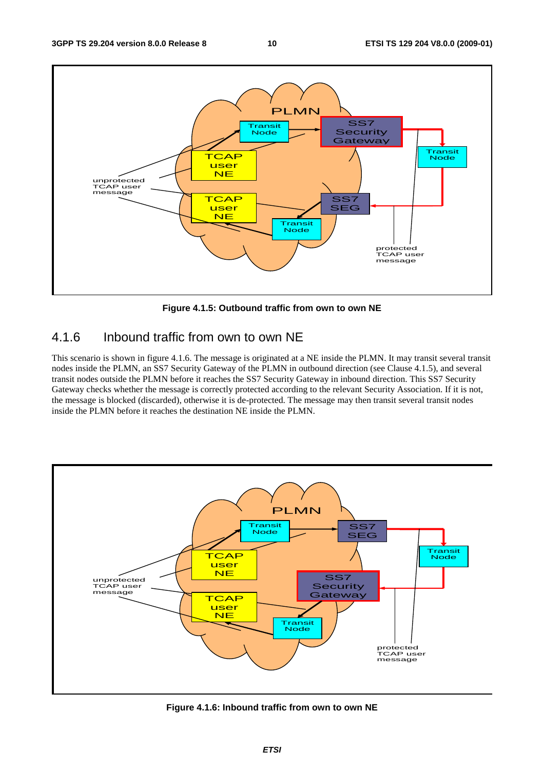Figure 4.1.5: Outbound traffic from own to own NE

## 4.1.6 Inbound traffic from own to own NE

This scenario is shown in figure 4.1.6. The message is originated at a NE inside the PLMN. It may transit several transit nodes inside the PLMN, an SS7 Security Gateway of the PLMN in outbound direction (see Clause 4.1.5), and several transit nodes outside the PLMN before it reaches the SS7 Security Gateway in inbound direction. This SS7 Security Gateway checks whether the message is correctly protected according to the relevant Security Association. If it is not, the message is blocked (discarded), otherwise it is de-protected. The message may then transit several transit nodes inside the PLMN before it reaches the destination NE inside the PLMN.

Figure 4.1.6: Inbound traffic from own to own NE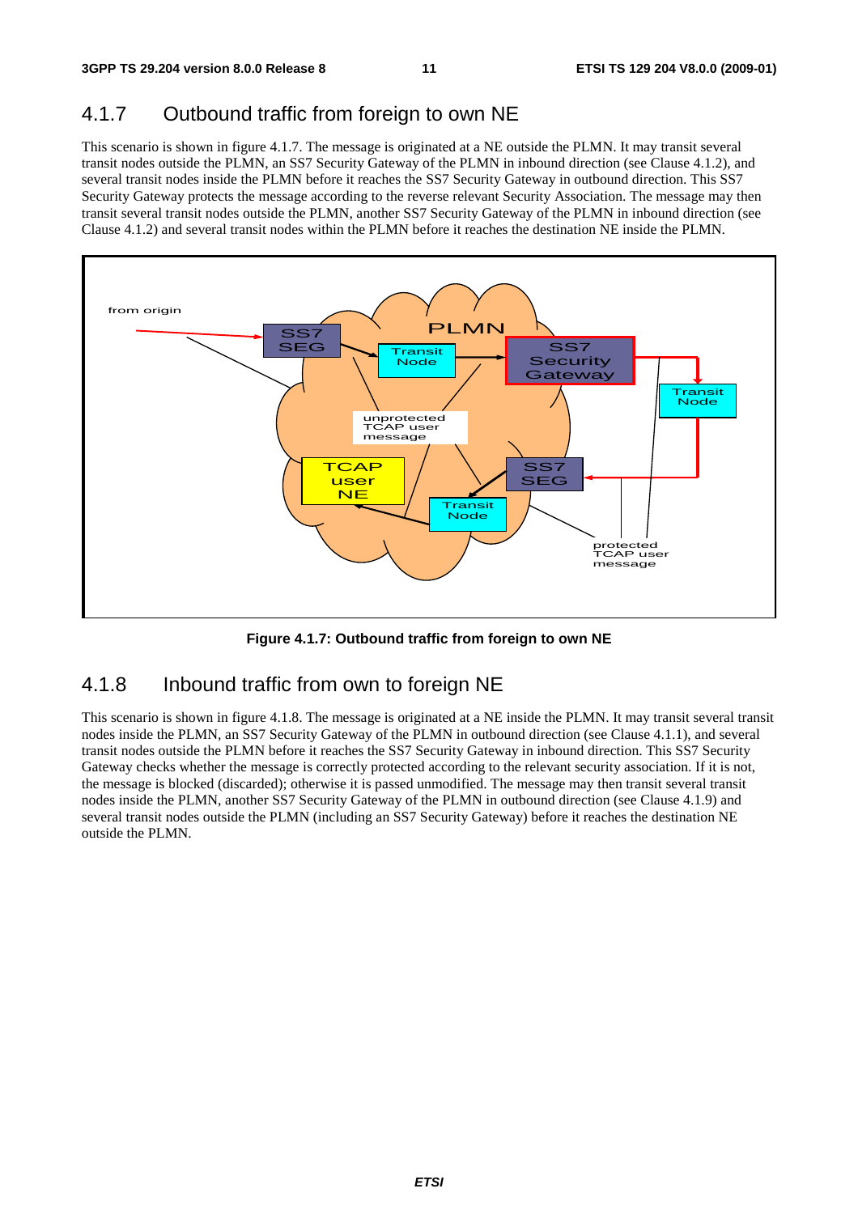## 4.1.7 Outbound traffic from foreign to own NE

This scenario is shown in figure 4.1.7. The message is originated at a NE outside the PLMN. It may transit several transit nodes outside the PLMN, an SS7 Security Gateway of the PLMN in inbound direction (see Clause 4.1.2), and several transit nodes inside the PLMN before it reaches the SS7 Security Gateway in outbound direction. This SS7 Security Gateway protects the message according to the reverse relevant Security Association. The message may then transit several transit nodes outside the PLMN, another SS7 Security Gateway of the PLMN in inbound direction (see Clause 4.1.2) and several transit nodes within the PLMN before it reaches the destination NE inside the PLMN.

**Figure 4.1.7: Outbound traffic from foreign to own NE**

## 4.1.8 Inbound traffic from own to foreign NE

This scenario is shown in figure 4.1.8. The message is originated at a NE inside the PLMN. It may transit several transit nodes inside the PLMN, an SS7 Security Gateway of the PLMN in outbound direction (see Clause 4.1.1), and several transit nodes outside the PLMN before it reaches the SS7 Security Gateway in inbound direction. This SS7 Security Gateway checks whether the message is correctly protected according to the relevant security association. If it is not, the message is blocked (discarded); otherwise it is passed unmodified. The message may then transit several transit nodes inside the PLMN, another SS7 Security Gateway of the PLMN in outbound direction (see Clause 4.1.9) and several transit nodes outside the PLMN (including an SS7 Security Gateway) before it reaches the destination NE outside the PLMN.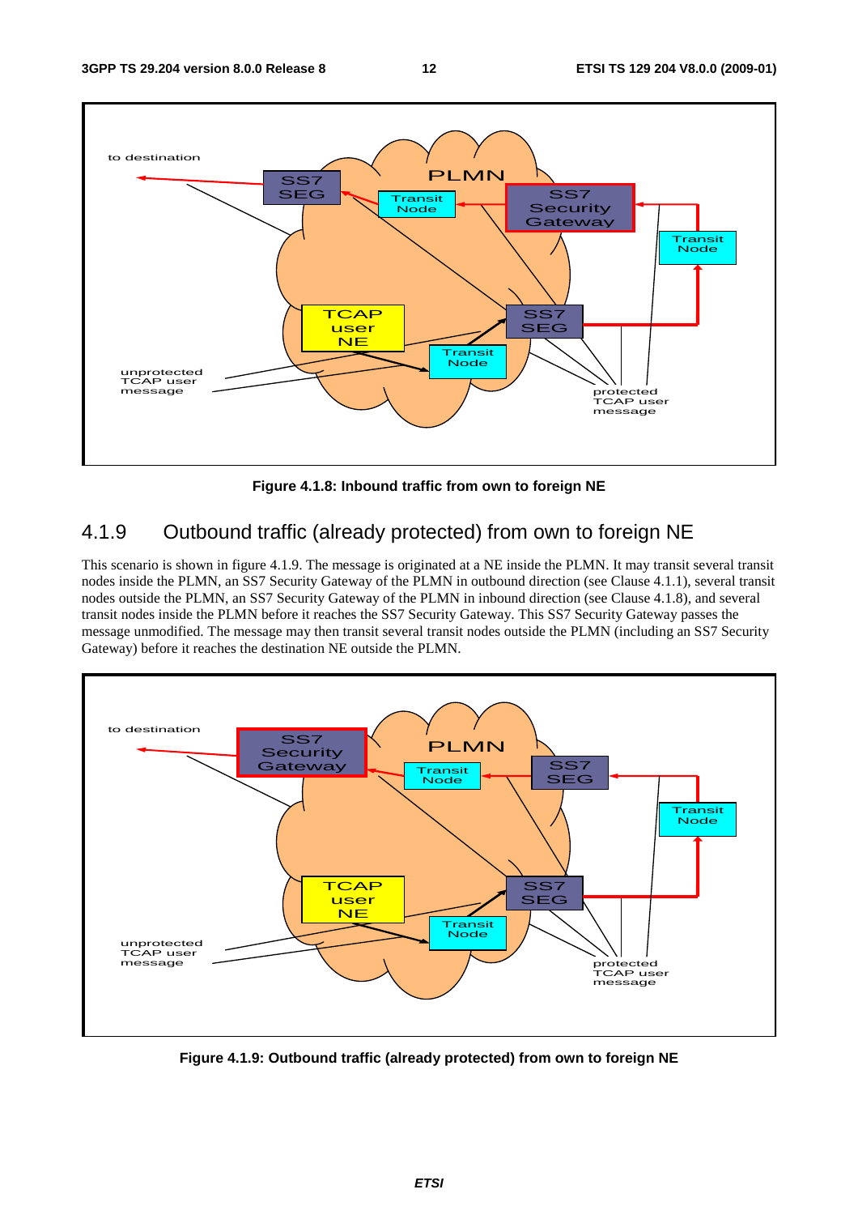Figure 4.1.8: Inbound traffic from own to foreign NE

## 4.1.9 Outbound traffic (already protected) from own to foreign NE

This scenario is shown in figure 4.1.9. The message is originated at a NE inside the PLMN. It may transit several transit nodes inside the PLMN, an SS7 Security Gateway of the PLMN in outbound direction (see Clause 4.1.1), several transit nodes outside the PLMN, an SS7 Security Gateway of the PLMN in inbound direction (see Clause 4.1.8), and several transit nodes inside the PLMN before it reaches the SS7 Security Gateway. This SS7 Security Gateway passes the message unmodified. The message may then transit several transit nodes outside the PLMN (including an SS7 Security Gateway) before it reaches the destination NE outside the PLMN.

Figure 4.1.9: Outbound traffic (already protected) from own to foreign NE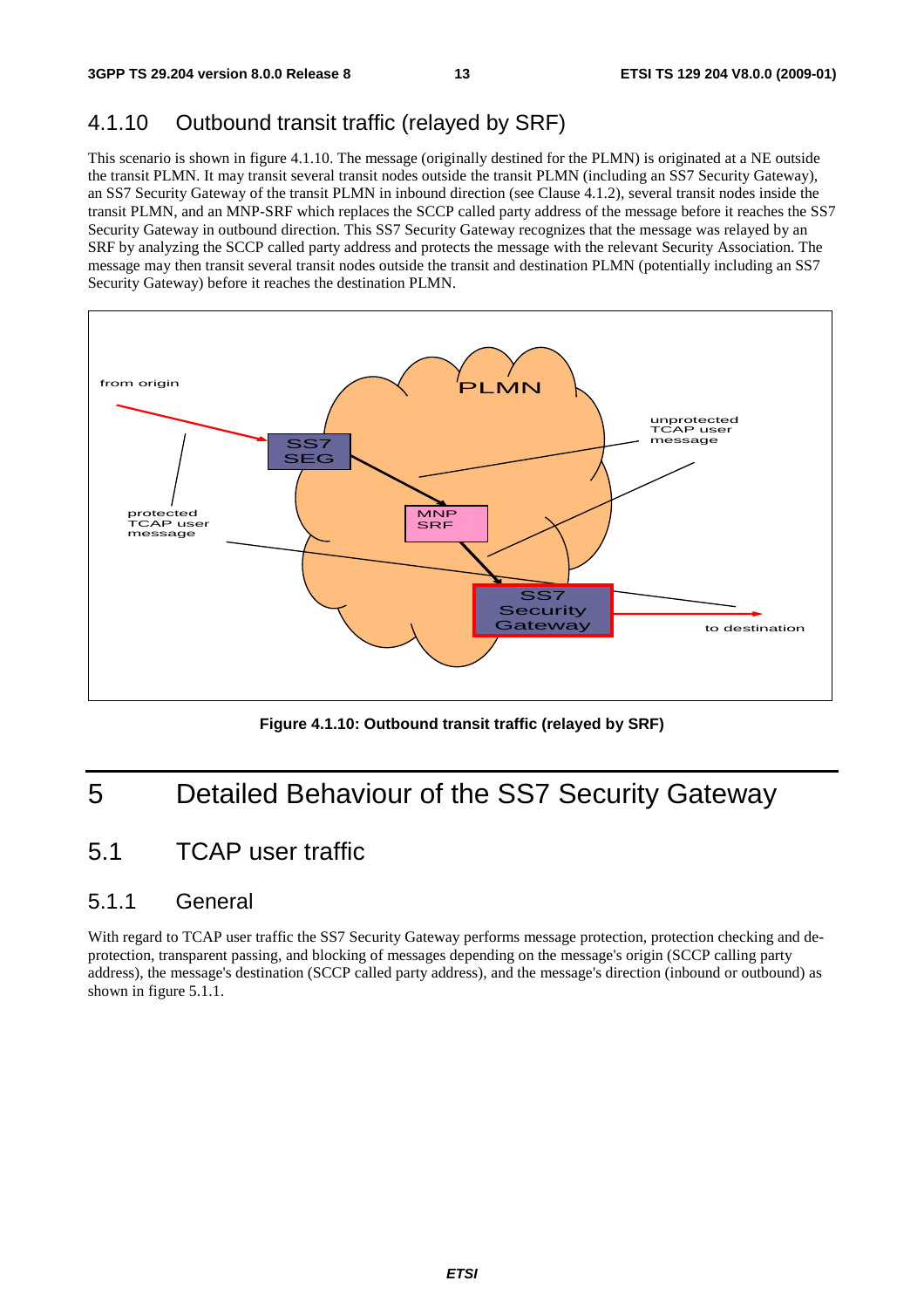### 4.1.10 Outbound transit traffic (relayed by SRF)

This scenario is shown in figure 4.1.10. The message (originally destined for the PLMN) is originated at a NE outside the transit PLMN. It may transit several transit nodes outside the transit PLMN (including an SS7 Security Gateway), an SS7 Security Gateway of the transit PLMN in inbound direction (see Clause 4.1.2), several transit nodes inside the transit PLMN, and an MNP-SRF which replaces the SCCP called party address of the message before it reaches the SS7 Security Gateway in outbound direction. This SS7 Security Gateway recognizes that the message was relayed by an SRF by analyzing the SCCP called party address and protects the message with the relevant Security Association. The message may then transit several transit nodes outside the transit and destination PLMN (potentially including an SS7 Security Gateway) before it reaches the destination PLMN.

**Figure 4.1.10: Outbound transit traffic (relayed by SRF)**

# 5 Detailed Behaviour of the SS7 Security Gateway

## 5.1 TCAP user traffic

### 5.1.1 General

With regard to TCAP user traffic the SS7 Security Gateway performs message protection, protection checking and de-protection, transparent passing, and blocking of messages depending on the message's origin (SCCP calling party address), the message's destination (SCCP called party address), and the message's direction (inbound or outbound) as shown in figure 5.1.1.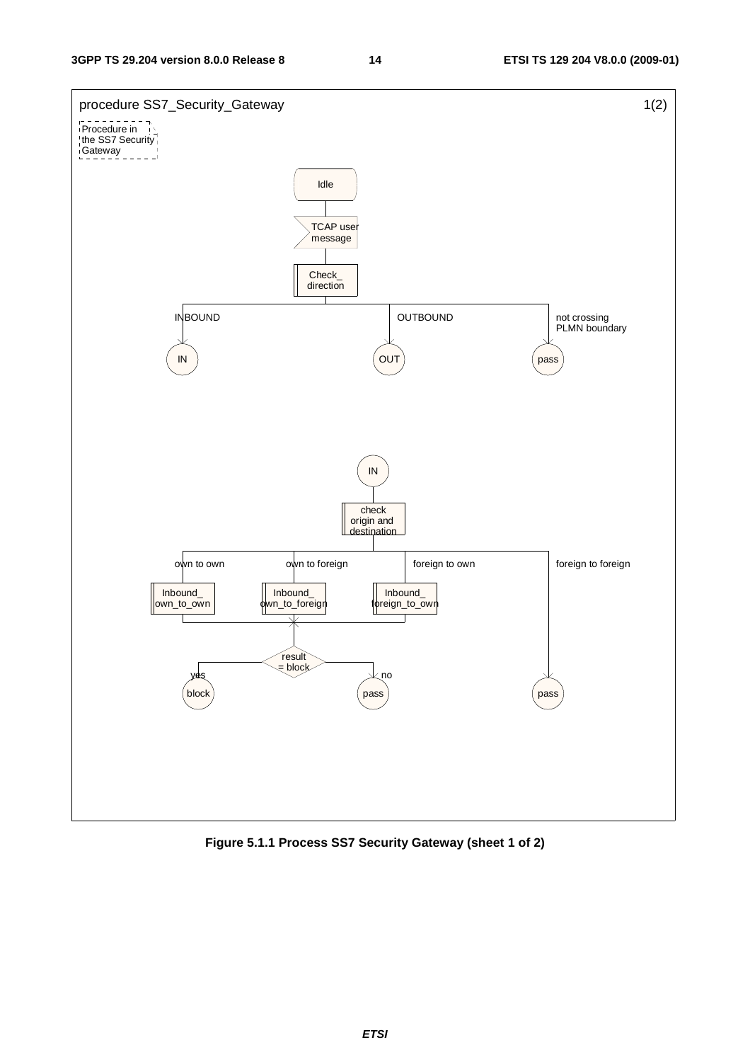procedure SS7_Security_Gateway 1(2)

Procedure in the SS7 Security Gateway

Idle

TCAP user message

Check_ direction

INBOUND

OUTBOUND

not crossing PLMN boundary

IN

OUT

pass

IN

check origin and destination

own to own

own to foreign

foreign to own

foreign to foreign

Inbound_ own_to_own

Inbound_ own_to_foreign

Inbound_ foreign_to_own

result = block

yes

no

block

pass

pass

**Figure 5.1.1 Process SS7 Security Gateway (sheet 1 of 2)**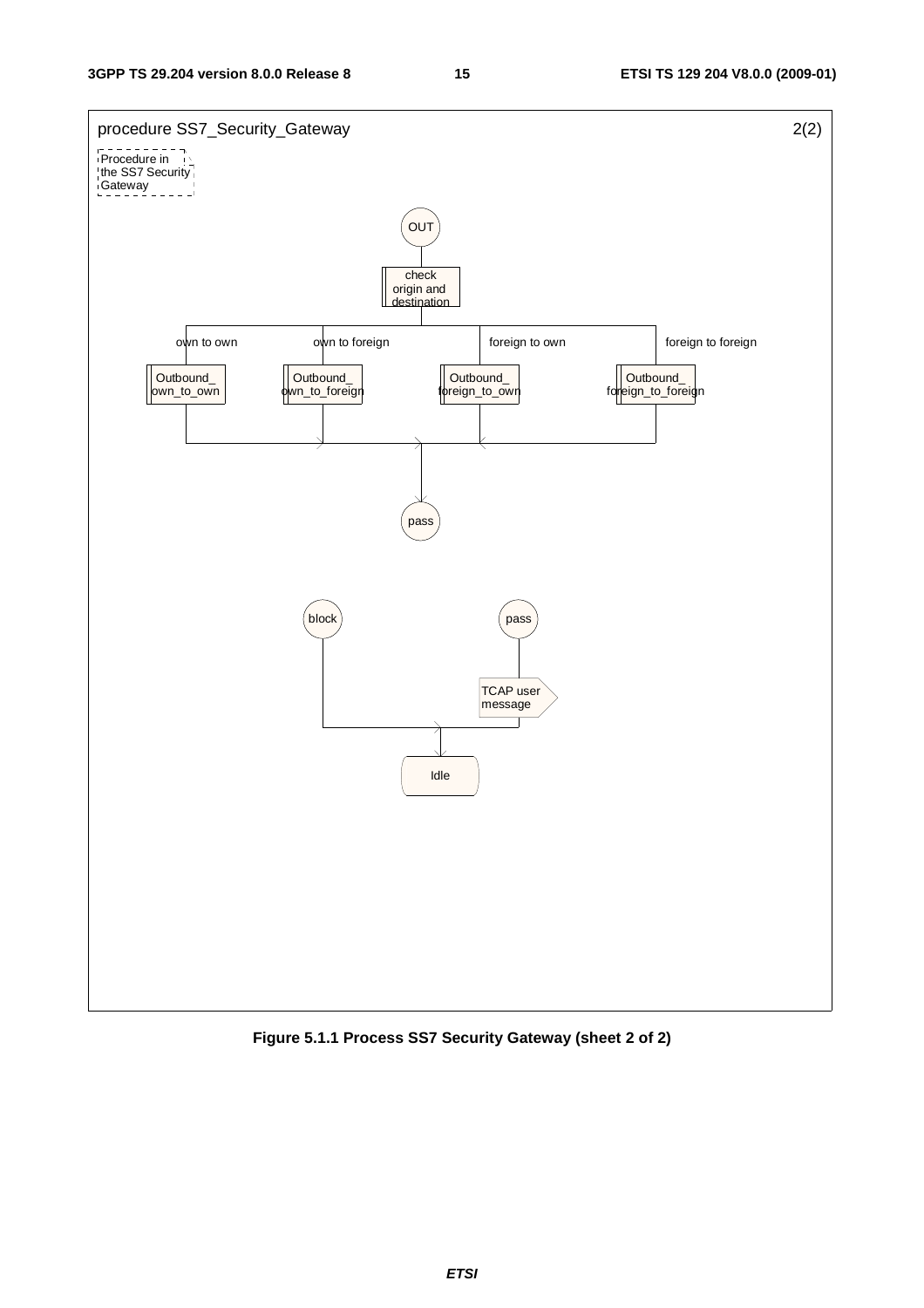procedure SS7_Security_Gateway 2(2)

Procedure in the SS7 Security Gateway

OUT

check origin and destination

own to own | own to foreign | foreign to own | foreign to foreign

Outbound_own_to_own | Outbound_own_to_foreign | Outbound_foreign_to_own | Outbound_foreign_to_foreign

pass

block

pass

TCAP user message

Idle

**Figure 5.1.1 Process SS7 Security Gateway (sheet 2 of 2)**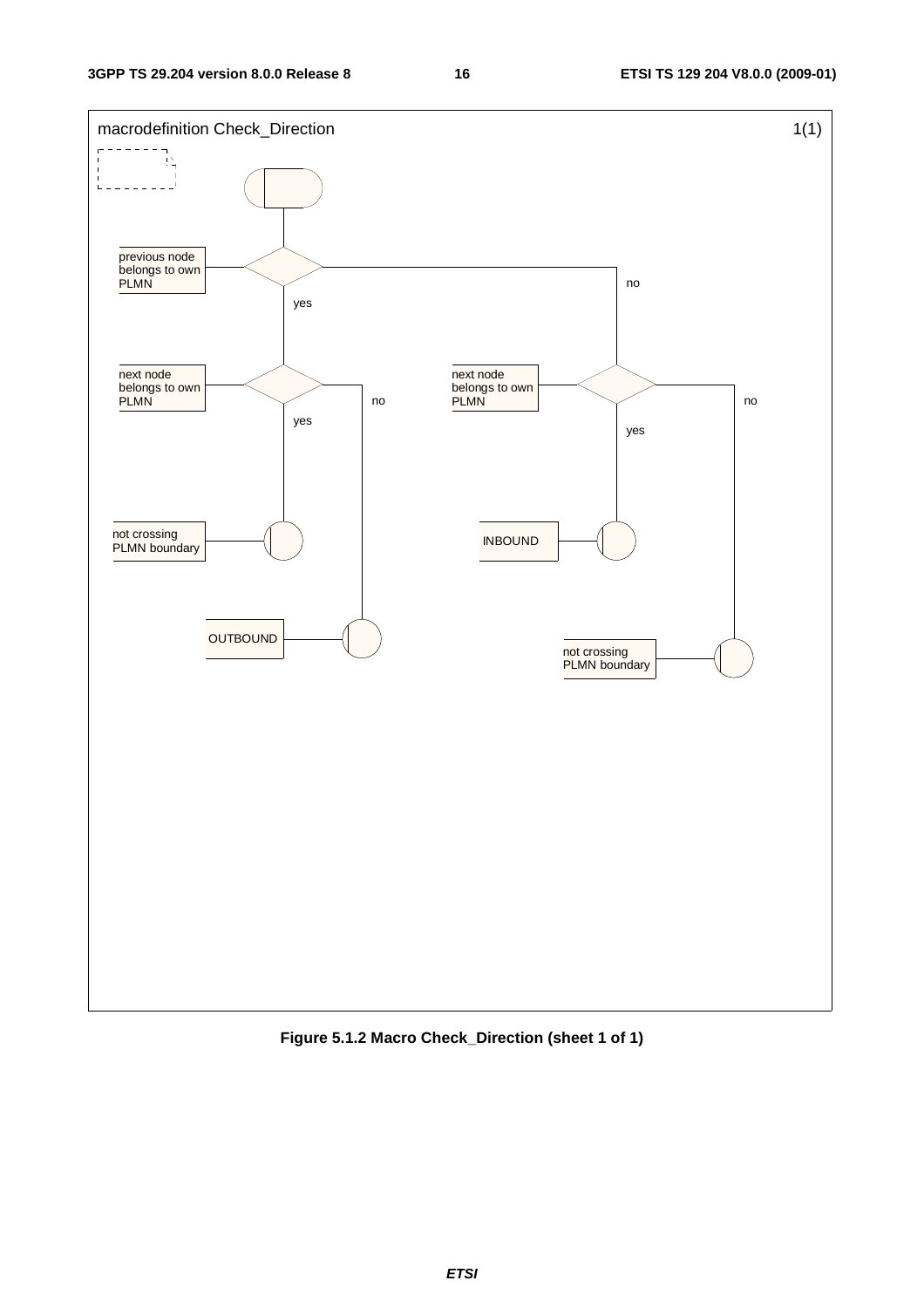macrodefinition Check_Direction 1(1)

previous node belongs to own PLMN

yes

no

next node belongs to own PLMN

yes

no

next node belongs to own PLMN

yes

no

not crossing PLMN boundary

INBOUND

OUTBOUND

not crossing PLMN boundary

**Figure 5.1.2 Macro Check_Direction (sheet 1 of 1)**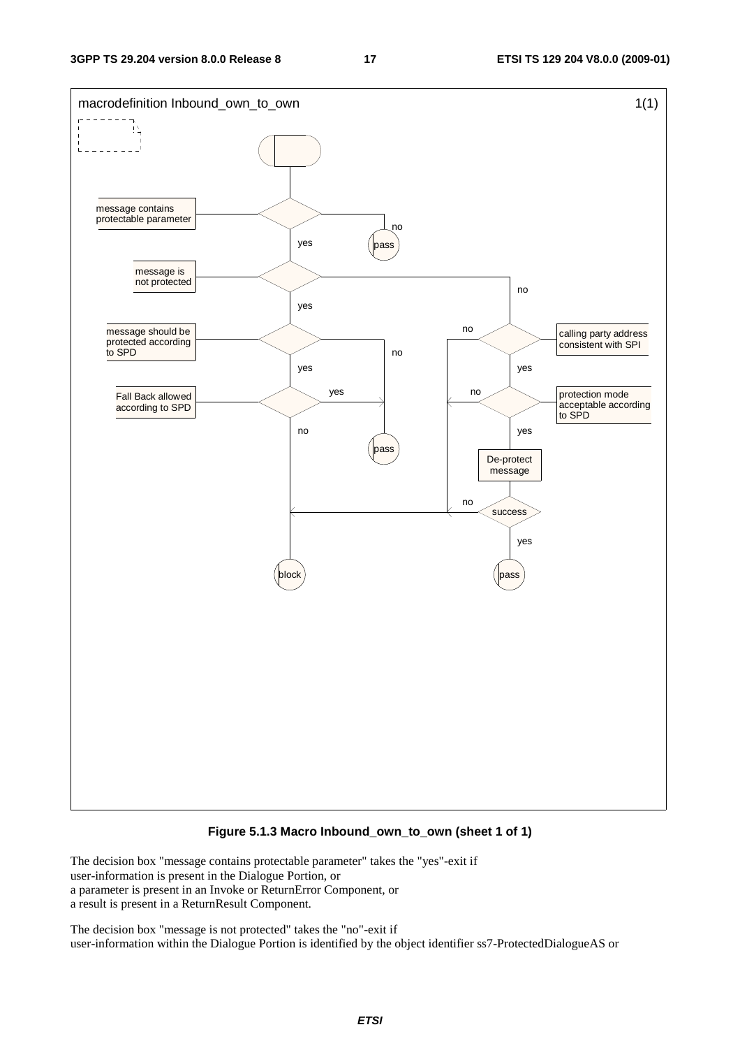**Figure 5.1.3 Macro Inbound_own_to_own (sheet 1 of 1)**

The decision box "message contains protectable parameter" takes the "yes"-exit if
user-information is present in the Dialogue Portion, or
a parameter is present in an Invoke or ReturnError Component, or
a result is present in a ReturnResult Component.

The decision box "message is not protected" takes the "no"-exit if
user-information within the Dialogue Portion is identified by the object identifier ss7-ProtectedDialogueAS or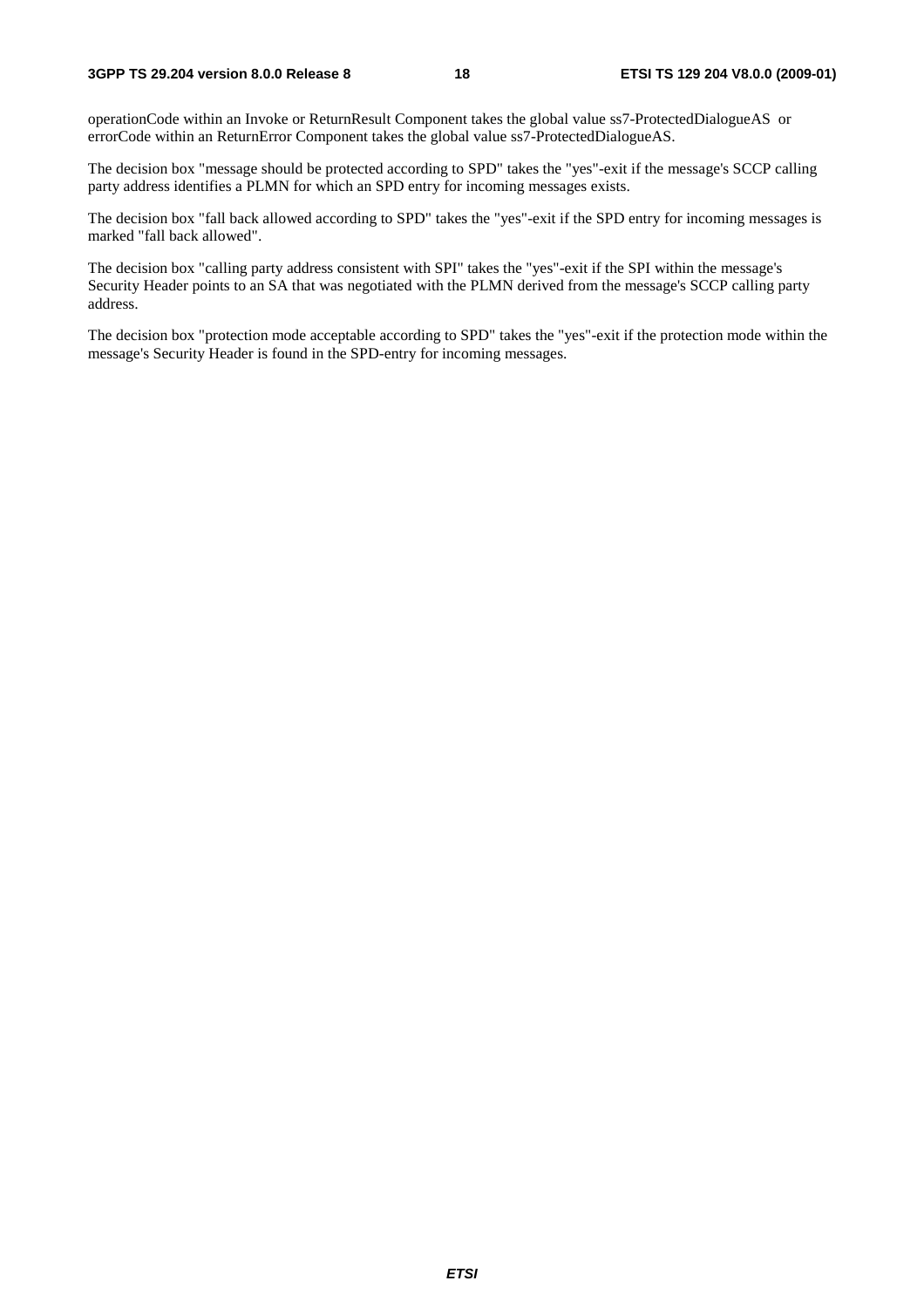operationCode within an Invoke or ReturnResult Component takes the global value ss7-ProtectedDialogueAS or errorCode within an ReturnError Component takes the global value ss7-ProtectedDialogueAS.

The decision box "message should be protected according to SPD" takes the "yes"-exit if the message's SCCP calling party address identifies a PLMN for which an SPD entry for incoming messages exists.

The decision box "fall back allowed according to SPD" takes the "yes"-exit if the SPD entry for incoming messages is marked "fall back allowed".

The decision box "calling party address consistent with SPI" takes the "yes"-exit if the SPI within the message's Security Header points to an SA that was negotiated with the PLMN derived from the message's SCCP calling party address.

The decision box "protection mode acceptable according to SPD" takes the "yes"-exit if the protection mode within the message's Security Header is found in the SPD-entry for incoming messages.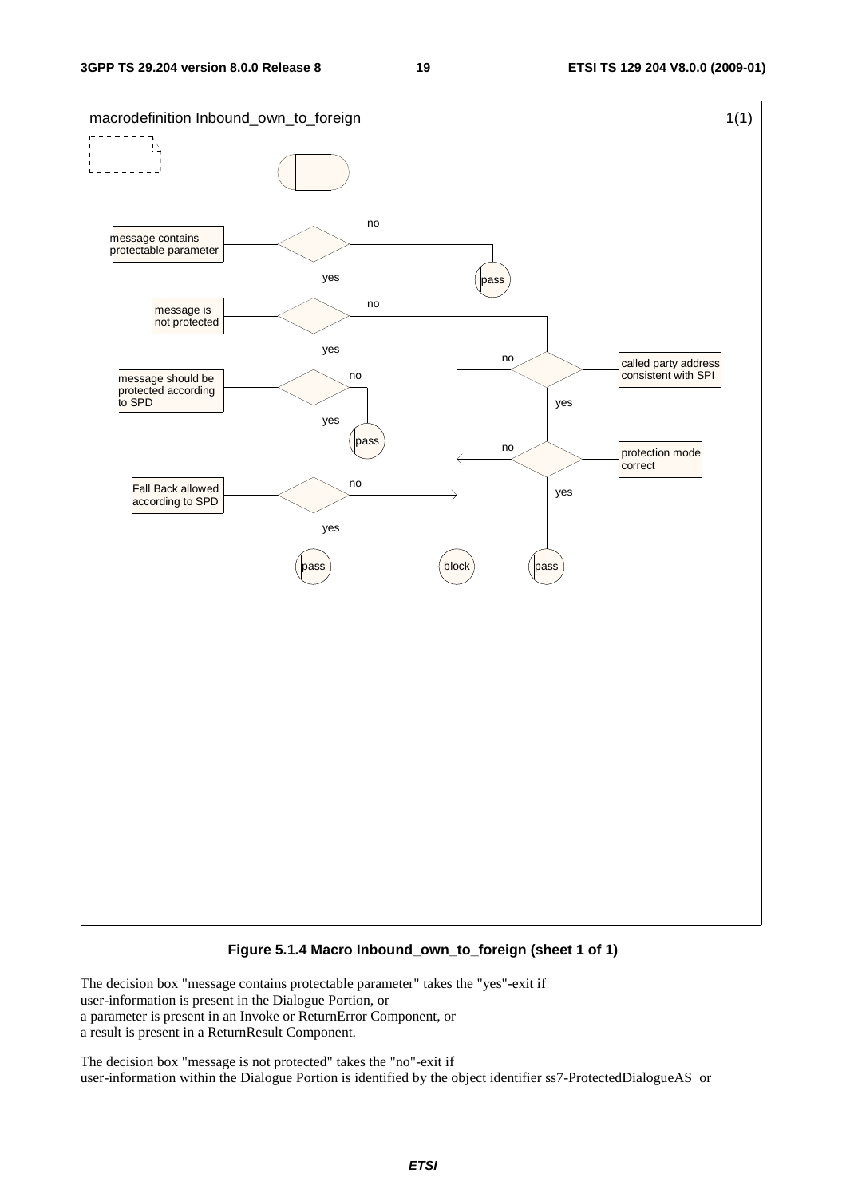macrodefinition Inbound_own_to_foreign 1(1)

message contains protectable parameter

no

pass

yes

message is not protected

no

yes

called party address consistent with SPI

no

message should be protected according to SPD

no

yes

yes

pass

no

protection mode correct

Fall Back allowed according to SPD

no

yes

yes

pass

block

pass

**Figure 5.1.4 Macro Inbound_own_to_foreign (sheet 1 of 1)**

The decision box "message contains protectable parameter" takes the "yes"-exit if
user-information is present in the Dialogue Portion, or
a parameter is present in an Invoke or ReturnError Component, or
a result is present in a ReturnResult Component.

The decision box "message is not protected" takes the "no"-exit if
user-information within the Dialogue Portion is identified by the object identifier ss7-ProtectedDialogueAS or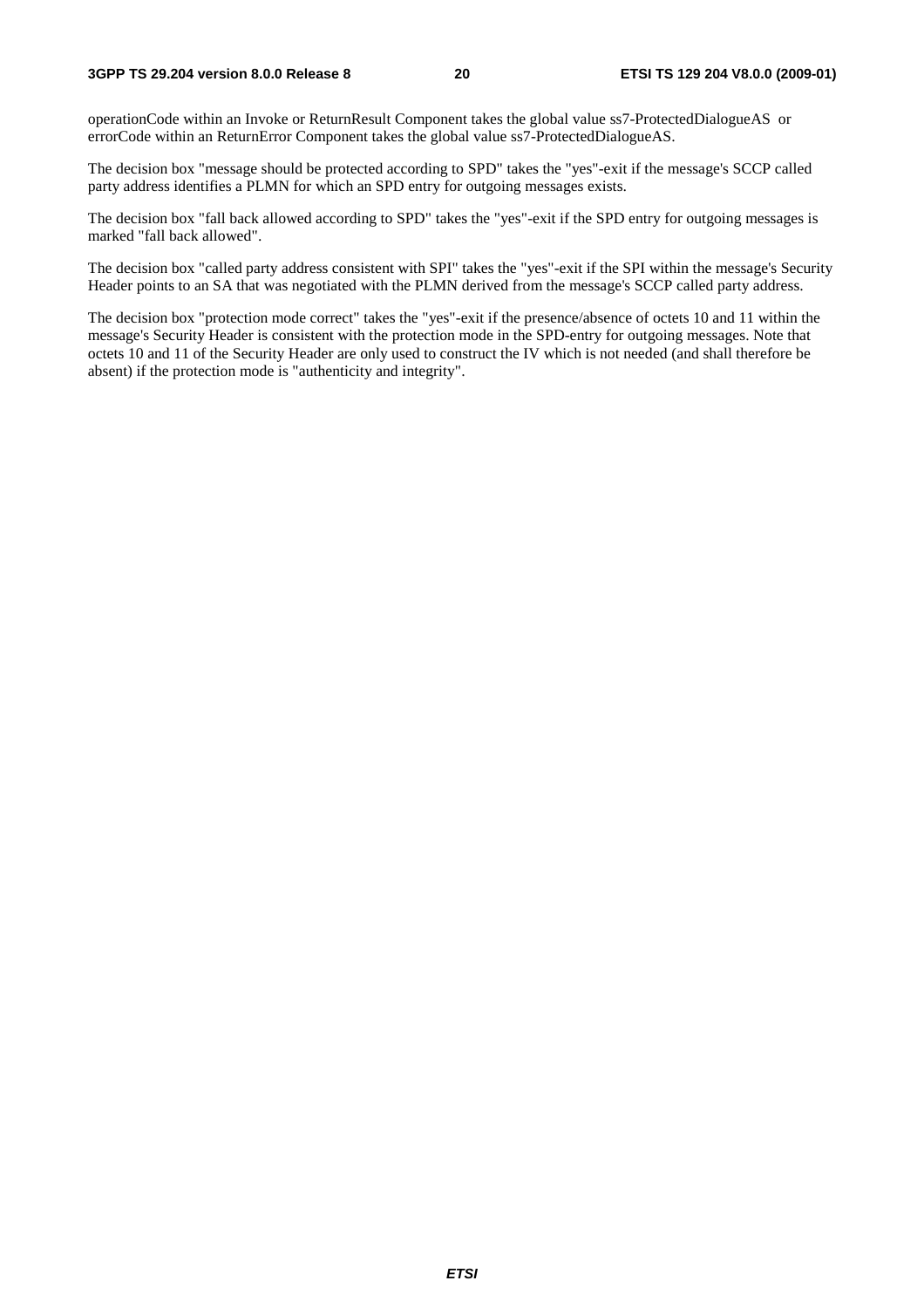operationCode within an Invoke or ReturnResult Component takes the global value ss7-ProtectedDialogueAS or errorCode within an ReturnError Component takes the global value ss7-ProtectedDialogueAS.

The decision box "message should be protected according to SPD" takes the "yes"-exit if the message's SCCP called party address identifies a PLMN for which an SPD entry for outgoing messages exists.

The decision box "fall back allowed according to SPD" takes the "yes"-exit if the SPD entry for outgoing messages is marked "fall back allowed".

The decision box "called party address consistent with SPI" takes the "yes"-exit if the SPI within the message's Security Header points to an SA that was negotiated with the PLMN derived from the message's SCCP called party address.

The decision box "protection mode correct" takes the "yes"-exit if the presence/absence of octets 10 and 11 within the message's Security Header is consistent with the protection mode in the SPD-entry for outgoing messages. Note that octets 10 and 11 of the Security Header are only used to construct the IV which is not needed (and shall therefore be absent) if the protection mode is "authenticity and integrity".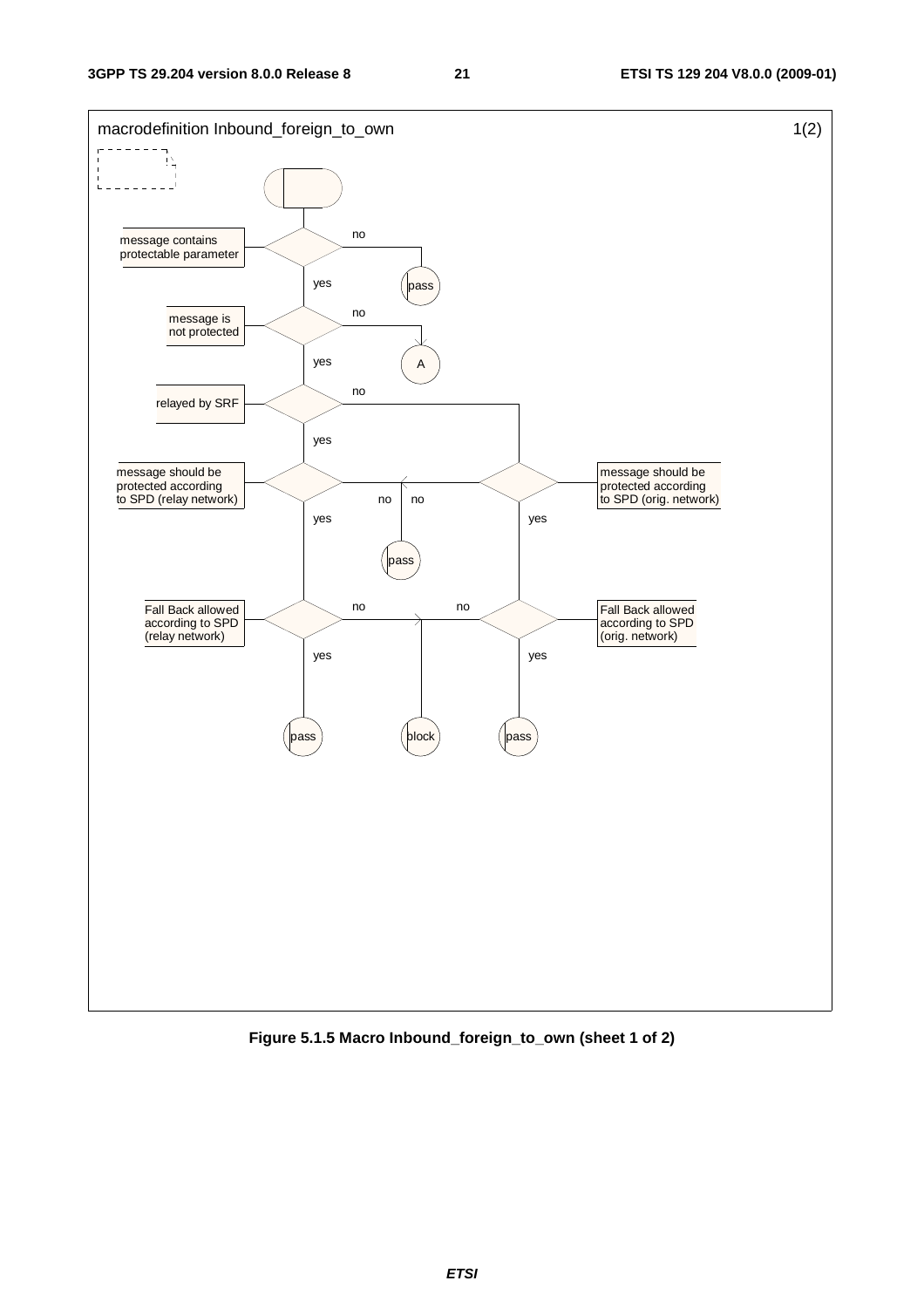macrodefinition Inbound_foreign_to_own 1(2)

message contains protectable parameter — no → pass; yes ↓

message is not protected — no → A; yes ↓

relayed by SRF — yes ↓ (relay network branch); no → (orig. network branch)

message should be protected according to SPD (relay network) — no → pass; yes ↓

message should be protected according to SPD (orig. network) — no → pass; yes ↓

Fall Back allowed according to SPD (relay network) — yes → pass; no → block

Fall Back allowed according to SPD (orig. network) — yes → pass; no → block

**Figure 5.1.5 Macro Inbound_foreign_to_own (sheet 1 of 2)**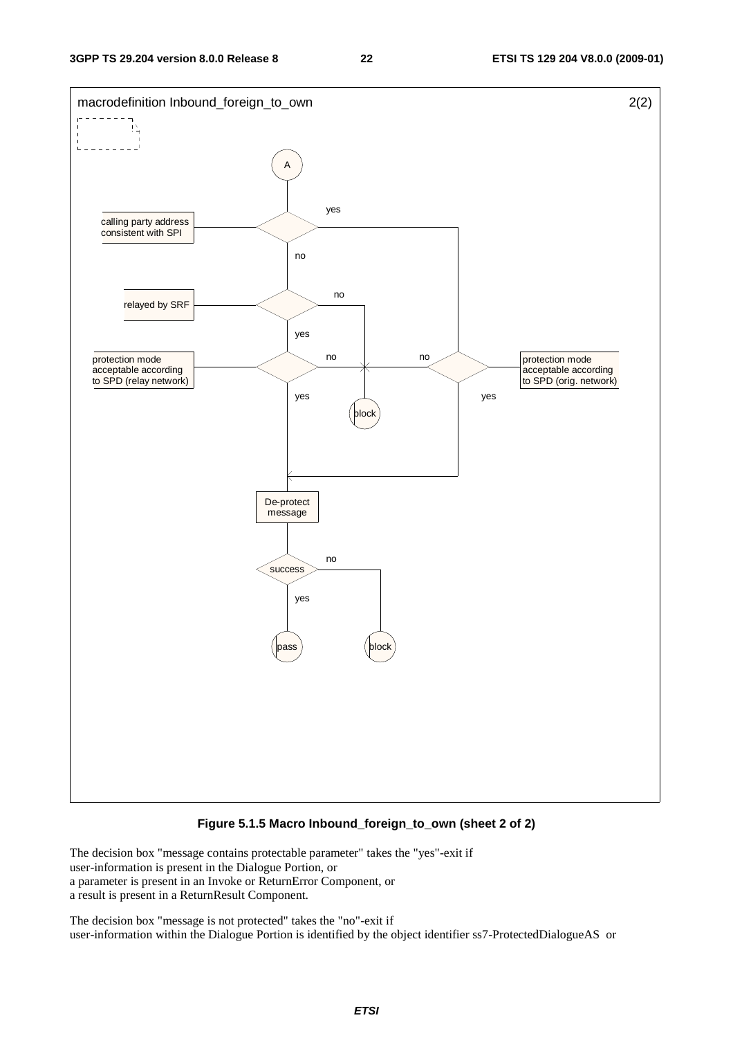Figure 5.1.5 Macro Inbound_foreign_to_own (sheet 2 of 2)

The decision box "message contains protectable parameter" takes the "yes"-exit if
user-information is present in the Dialogue Portion, or
a parameter is present in an Invoke or ReturnError Component, or
a result is present in a ReturnResult Component.

The decision box "message is not protected" takes the "no"-exit if
user-information within the Dialogue Portion is identified by the object identifier ss7-ProtectedDialogueAS or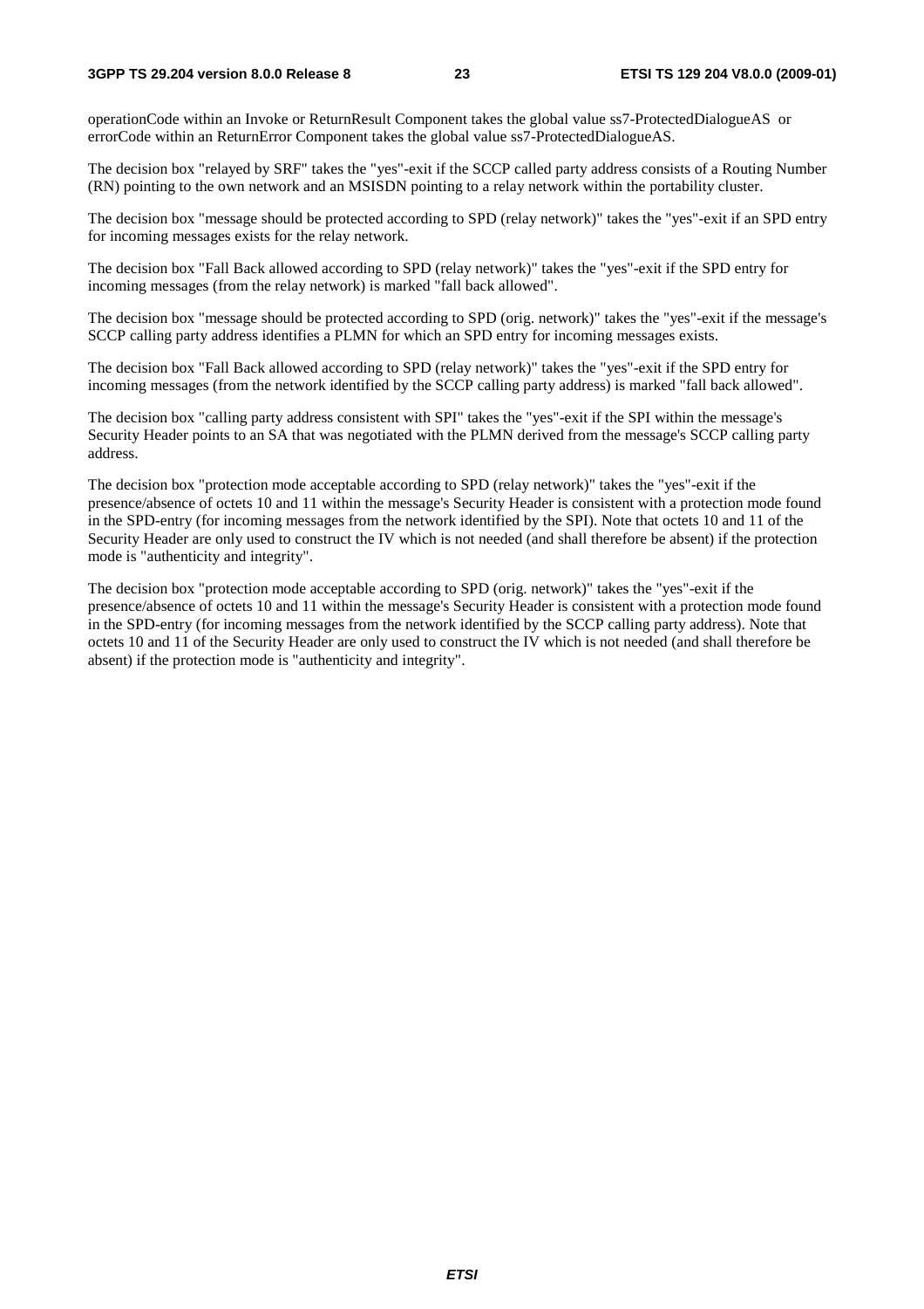operationCode within an Invoke or ReturnResult Component takes the global value ss7-ProtectedDialogueAS or errorCode within an ReturnError Component takes the global value ss7-ProtectedDialogueAS.

The decision box "relayed by SRF" takes the "yes"-exit if the SCCP called party address consists of a Routing Number (RN) pointing to the own network and an MSISDN pointing to a relay network within the portability cluster.

The decision box "message should be protected according to SPD (relay network)" takes the "yes"-exit if an SPD entry for incoming messages exists for the relay network.

The decision box "Fall Back allowed according to SPD (relay network)" takes the "yes"-exit if the SPD entry for incoming messages (from the relay network) is marked "fall back allowed".

The decision box "message should be protected according to SPD (orig. network)" takes the "yes"-exit if the message's SCCP calling party address identifies a PLMN for which an SPD entry for incoming messages exists.

The decision box "Fall Back allowed according to SPD (relay network)" takes the "yes"-exit if the SPD entry for incoming messages (from the network identified by the SCCP calling party address) is marked "fall back allowed".

The decision box "calling party address consistent with SPI" takes the "yes"-exit if the SPI within the message's Security Header points to an SA that was negotiated with the PLMN derived from the message's SCCP calling party address.

The decision box "protection mode acceptable according to SPD (relay network)" takes the "yes"-exit if the presence/absence of octets 10 and 11 within the message's Security Header is consistent with a protection mode found in the SPD-entry (for incoming messages from the network identified by the SPI). Note that octets 10 and 11 of the Security Header are only used to construct the IV which is not needed (and shall therefore be absent) if the protection mode is "authenticity and integrity".

The decision box "protection mode acceptable according to SPD (orig. network)" takes the "yes"-exit if the presence/absence of octets 10 and 11 within the message's Security Header is consistent with a protection mode found in the SPD-entry (for incoming messages from the network identified by the SCCP calling party address). Note that octets 10 and 11 of the Security Header are only used to construct the IV which is not needed (and shall therefore be absent) if the protection mode is "authenticity and integrity".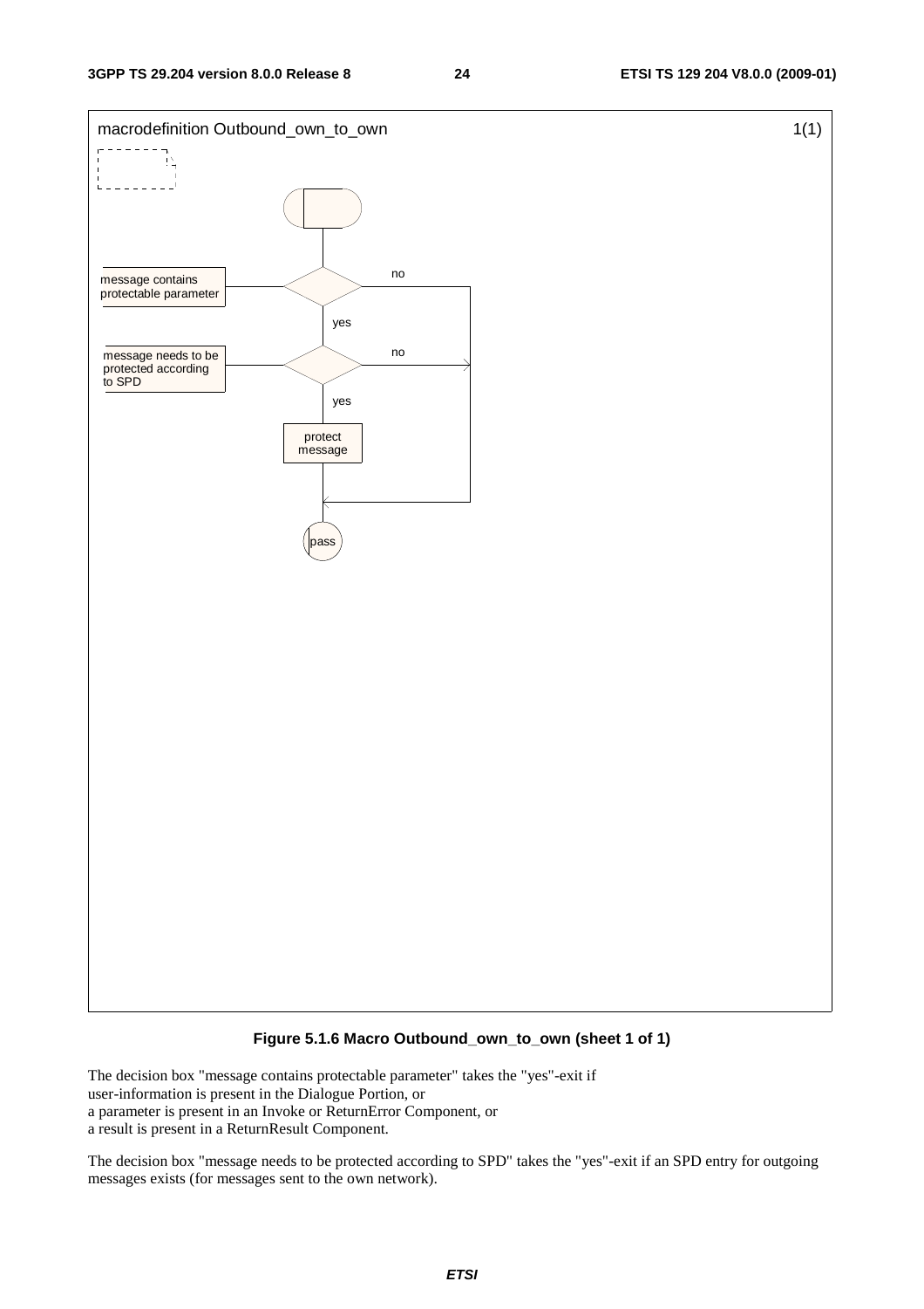macrodefinition Outbound_own_to_own 1(1)

message contains protectable parameter

no

yes

message needs to be protected according to SPD

no

yes

protect message

pass

**Figure 5.1.6 Macro Outbound_own_to_own (sheet 1 of 1)**

The decision box "message contains protectable parameter" takes the "yes"-exit if
user-information is present in the Dialogue Portion, or
a parameter is present in an Invoke or ReturnError Component, or
a result is present in a ReturnResult Component.

The decision box "message needs to be protected according to SPD" takes the "yes"-exit if an SPD entry for outgoing messages exists (for messages sent to the own network).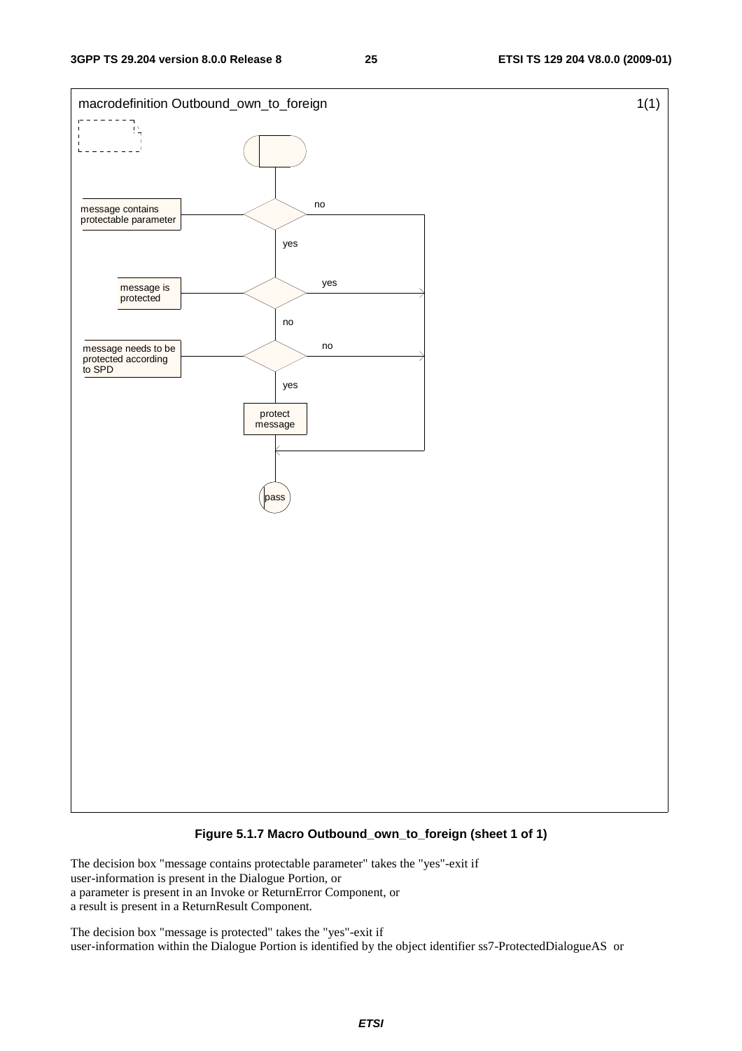macrodefinition Outbound_own_to_foreign 1(1)

message contains protectable parameter — no / yes

message is protected — yes / no

message needs to be protected according to SPD — no / yes

protect message

pass

**Figure 5.1.7 Macro Outbound_own_to_foreign (sheet 1 of 1)**

The decision box "message contains protectable parameter" takes the "yes"-exit if
user-information is present in the Dialogue Portion, or
a parameter is present in an Invoke or ReturnError Component, or
a result is present in a ReturnResult Component.

The decision box "message is protected" takes the "yes"-exit if
user-information within the Dialogue Portion is identified by the object identifier ss7-ProtectedDialogueAS or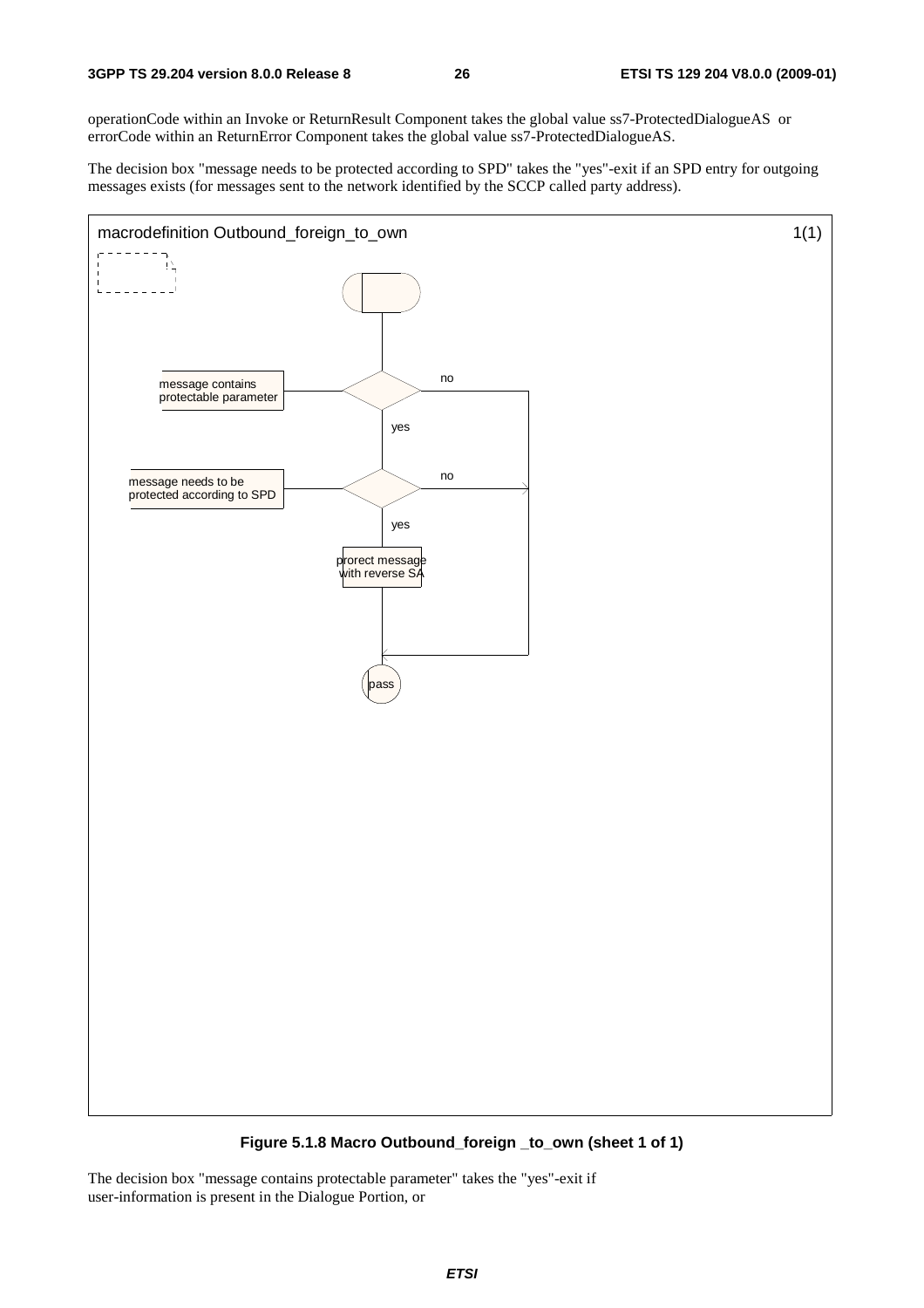operationCode within an Invoke or ReturnResult Component takes the global value ss7-ProtectedDialogueAS or errorCode within an ReturnError Component takes the global value ss7-ProtectedDialogueAS.

The decision box "message needs to be protected according to SPD" takes the "yes"-exit if an SPD entry for outgoing messages exists (for messages sent to the network identified by the SCCP called party address).

macrodefinition Outbound_foreign_to_own 1(1)

message contains protectable parameter — no / yes

message needs to be protected according to SPD — no / yes

prorect message with reverse SA

pass

**Figure 5.1.8 Macro Outbound_foreign _to_own (sheet 1 of 1)**

The decision box "message contains protectable parameter" takes the "yes"-exit if user-information is present in the Dialogue Portion, or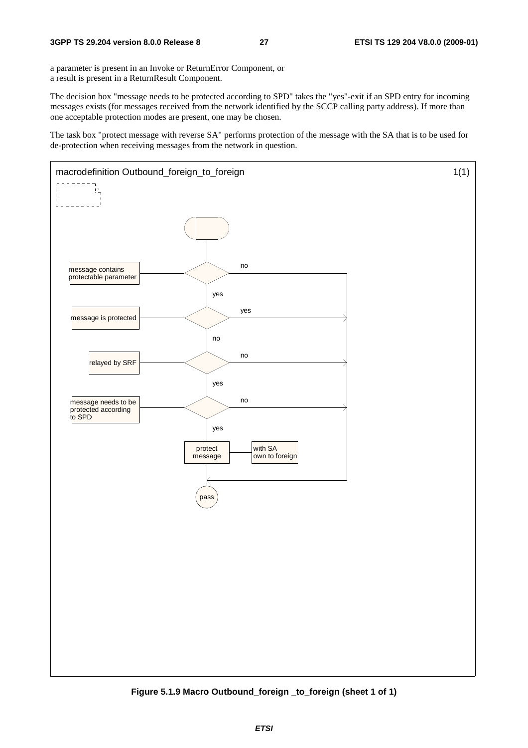a parameter is present in an Invoke or ReturnError Component, or
a result is present in a ReturnResult Component.

The decision box "message needs to be protected according to SPD" takes the "yes"-exit if an SPD entry for incoming messages exists (for messages received from the network identified by the SCCP calling party address). If more than one acceptable protection modes are present, one may be chosen.

The task box "protect message with reverse SA" performs protection of the message with the SA that is to be used for de-protection when receiving messages from the network in question.

**Figure 5.1.9 Macro Outbound_foreign _to_foreign (sheet 1 of 1)**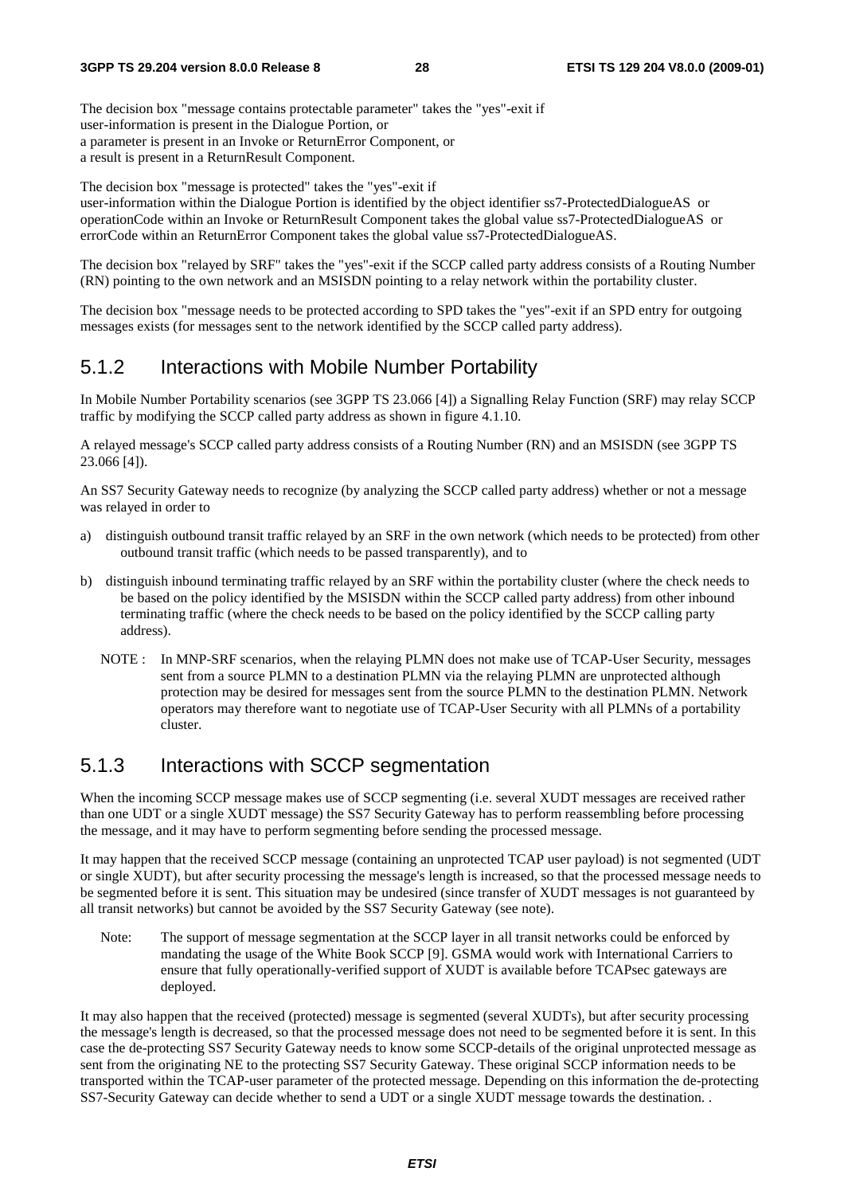The decision box "message contains protectable parameter" takes the "yes"-exit if
user-information is present in the Dialogue Portion, or
a parameter is present in an Invoke or ReturnError Component, or
a result is present in a ReturnResult Component.

The decision box "message is protected" takes the "yes"-exit if
user-information within the Dialogue Portion is identified by the object identifier ss7-ProtectedDialogueAS or
operationCode within an Invoke or ReturnResult Component takes the global value ss7-ProtectedDialogueAS or
errorCode within an ReturnError Component takes the global value ss7-ProtectedDialogueAS.

The decision box "relayed by SRF" takes the "yes"-exit if the SCCP called party address consists of a Routing Number (RN) pointing to the own network and an MSISDN pointing to a relay network within the portability cluster.

The decision box "message needs to be protected according to SPD takes the "yes"-exit if an SPD entry for outgoing messages exists (for messages sent to the network identified by the SCCP called party address).

## 5.1.2 Interactions with Mobile Number Portability

In Mobile Number Portability scenarios (see 3GPP TS 23.066 [4]) a Signalling Relay Function (SRF) may relay SCCP traffic by modifying the SCCP called party address as shown in figure 4.1.10.

A relayed message's SCCP called party address consists of a Routing Number (RN) and an MSISDN (see 3GPP TS 23.066 [4]).

An SS7 Security Gateway needs to recognize (by analyzing the SCCP called party address) whether or not a message was relayed in order to

a) distinguish outbound transit traffic relayed by an SRF in the own network (which needs to be protected) from other outbound transit traffic (which needs to be passed transparently), and to

b) distinguish inbound terminating traffic relayed by an SRF within the portability cluster (where the check needs to be based on the policy identified by the MSISDN within the SCCP called party address) from other inbound terminating traffic (where the check needs to be based on the policy identified by the SCCP calling party address).

NOTE : In MNP-SRF scenarios, when the relaying PLMN does not make use of TCAP-User Security, messages sent from a source PLMN to a destination PLMN via the relaying PLMN are unprotected although protection may be desired for messages sent from the source PLMN to the destination PLMN. Network operators may therefore want to negotiate use of TCAP-User Security with all PLMNs of a portability cluster.

## 5.1.3 Interactions with SCCP segmentation

When the incoming SCCP message makes use of SCCP segmenting (i.e. several XUDT messages are received rather than one UDT or a single XUDT message) the SS7 Security Gateway has to perform reassembling before processing the message, and it may have to perform segmenting before sending the processed message.

It may happen that the received SCCP message (containing an unprotected TCAP user payload) is not segmented (UDT or single XUDT), but after security processing the message's length is increased, so that the processed message needs to be segmented before it is sent. This situation may be undesired (since transfer of XUDT messages is not guaranteed by all transit networks) but cannot be avoided by the SS7 Security Gateway (see note).

Note: The support of message segmentation at the SCCP layer in all transit networks could be enforced by mandating the usage of the White Book SCCP [9]. GSMA would work with International Carriers to ensure that fully operationally-verified support of XUDT is available before TCAPsec gateways are deployed.

It may also happen that the received (protected) message is segmented (several XUDTs), but after security processing the message's length is decreased, so that the processed message does not need to be segmented before it is sent. In this case the de-protecting SS7 Security Gateway needs to know some SCCP-details of the original unprotected message as sent from the originating NE to the protecting SS7 Security Gateway. These original SCCP information needs to be transported within the TCAP-user parameter of the protected message. Depending on this information the de-protecting SS7-Security Gateway can decide whether to send a UDT or a single XUDT message towards the destination. .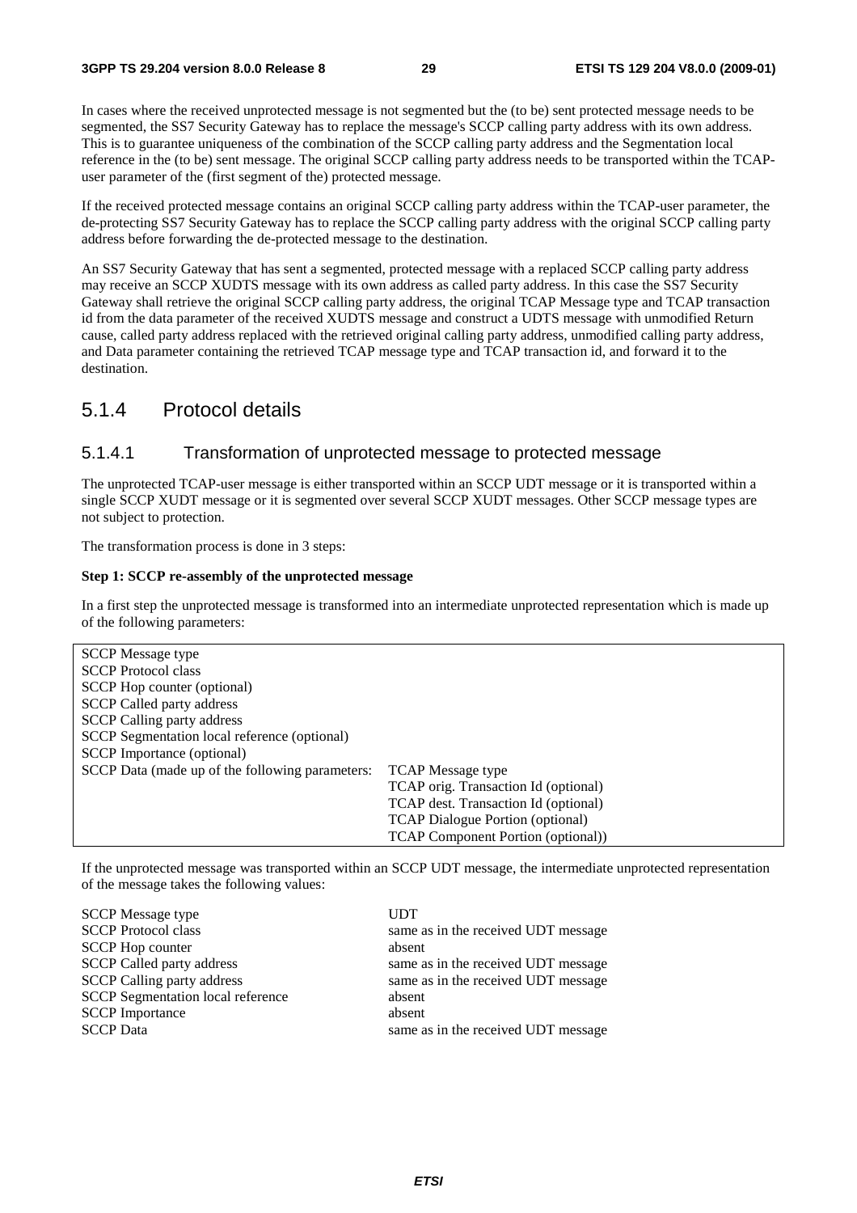In cases where the received unprotected message is not segmented but the (to be) sent protected message needs to be segmented, the SS7 Security Gateway has to replace the message's SCCP calling party address with its own address. This is to guarantee uniqueness of the combination of the SCCP calling party address and the Segmentation local reference in the (to be) sent message. The original SCCP calling party address needs to be transported within the TCAP-user parameter of the (first segment of the) protected message.

If the received protected message contains an original SCCP calling party address within the TCAP-user parameter, the de-protecting SS7 Security Gateway has to replace the SCCP calling party address with the original SCCP calling party address before forwarding the de-protected message to the destination.

An SS7 Security Gateway that has sent a segmented, protected message with a replaced SCCP calling party address may receive an SCCP XUDTS message with its own address as called party address. In this case the SS7 Security Gateway shall retrieve the original SCCP calling party address, the original TCAP Message type and TCAP transaction id from the data parameter of the received XUDTS message and construct a UDTS message with unmodified Return cause, called party address replaced with the retrieved original calling party address, unmodified calling party address, and Data parameter containing the retrieved TCAP message type and TCAP transaction id, and forward it to the destination.

## 5.1.4 Protocol details

### 5.1.4.1 Transformation of unprotected message to protected message

The unprotected TCAP-user message is either transported within an SCCP UDT message or it is transported within a single SCCP XUDT message or it is segmented over several SCCP XUDT messages. Other SCCP message types are not subject to protection.

The transformation process is done in 3 steps:

**Step 1: SCCP re-assembly of the unprotected message**

In a first step the unprotected message is transformed into an intermediate unprotected representation which is made up of the following parameters:

| | |
|---|---|
| SCCP Message type | |
| SCCP Protocol class | |
| SCCP Hop counter (optional) | |
| SCCP Called party address | |
| SCCP Calling party address | |
| SCCP Segmentation local reference (optional) | |
| SCCP Importance (optional) | |
| SCCP Data (made up of the following parameters: | TCAP Message type |
| | TCAP orig. Transaction Id (optional) |
| | TCAP dest. Transaction Id (optional) |
| | TCAP Dialogue Portion (optional) |
| | TCAP Component Portion (optional)) |

If the unprotected message was transported within an SCCP UDT message, the intermediate unprotected representation of the message takes the following values:

| | |
|---|---|
| SCCP Message type | UDT |
| SCCP Protocol class | same as in the received UDT message |
| SCCP Hop counter | absent |
| SCCP Called party address | same as in the received UDT message |
| SCCP Calling party address | same as in the received UDT message |
| SCCP Segmentation local reference | absent |
| SCCP Importance | absent |
| SCCP Data | same as in the received UDT message |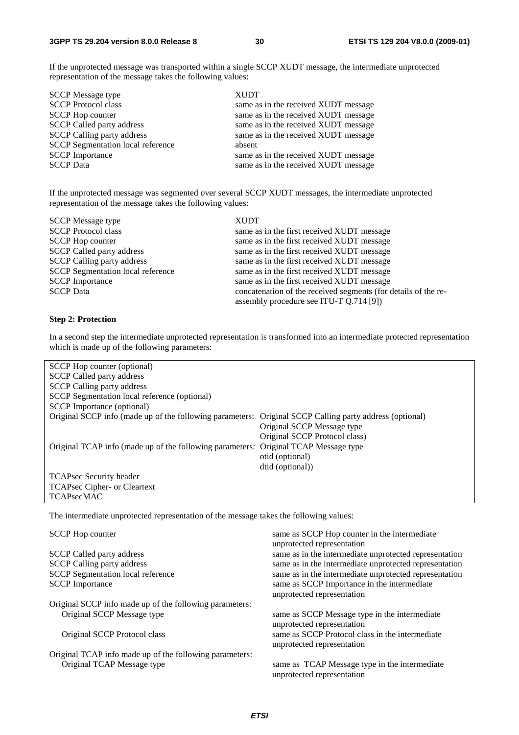If the unprotected message was transported within a single SCCP XUDT message, the intermediate unprotected representation of the message takes the following values:

| | |
|---|---|
| SCCP Message type | XUDT |
| SCCP Protocol class | same as in the received XUDT message |
| SCCP Hop counter | same as in the received XUDT message |
| SCCP Called party address | same as in the received XUDT message |
| SCCP Calling party address | same as in the received XUDT message |
| SCCP Segmentation local reference | absent |
| SCCP Importance | same as in the received XUDT message |
| SCCP Data | same as in the received XUDT message |

If the unprotected message was segmented over several SCCP XUDT messages, the intermediate unprotected representation of the message takes the following values:

| | |
|---|---|
| SCCP Message type | XUDT |
| SCCP Protocol class | same as in the first received XUDT message |
| SCCP Hop counter | same as in the first received XUDT message |
| SCCP Called party address | same as in the first received XUDT message |
| SCCP Calling party address | same as in the first received XUDT message |
| SCCP Segmentation local reference | same as in the first received XUDT message |
| SCCP Importance | same as in the first received XUDT message |
| SCCP Data | concatenation of the received segments (for details of the re-assembly procedure see ITU-T Q.714 [9]) |

**Step 2: Protection**

In a second step the intermediate unprotected representation is transformed into an intermediate protected representation which is made up of the following parameters:

| | |
|---|---|
| SCCP Hop counter (optional) | |
| SCCP Called party address | |
| SCCP Calling party address | |
| SCCP Segmentation local reference (optional) | |
| SCCP Importance (optional) | |
| Original SCCP info (made up of the following parameters: | Original SCCP Calling party address (optional) |
| | Original SCCP Message type |
| | Original SCCP Protocol class) |
| Original TCAP info (made up of the following parameters: | Original TCAP Message type |
| | otid (optional) |
| | dtid (optional)) |
| TCAPsec Security header | |
| TCAPsec Cipher- or Cleartext | |
| TCAPsecMAC | |

The intermediate unprotected representation of the message takes the following values:

| | |
|---|---|
| SCCP Hop counter | same as SCCP Hop counter in the intermediate unprotected representation |
| SCCP Called party address | same as in the intermediate unprotected representation |
| SCCP Calling party address | same as in the intermediate unprotected representation |
| SCCP Segmentation local reference | same as in the intermediate unprotected representation |
| SCCP Importance | same as SCCP Importance in the intermediate unprotected representation |
| Original SCCP info made up of the following parameters: | |
| Original SCCP Message type | same as SCCP Message type in the intermediate unprotected representation |
| Original SCCP Protocol class | same as SCCP Protocol class in the intermediate unprotected representation |
| Original TCAP info made up of the following parameters: | |
| Original TCAP Message type | same as TCAP Message type in the intermediate unprotected representation |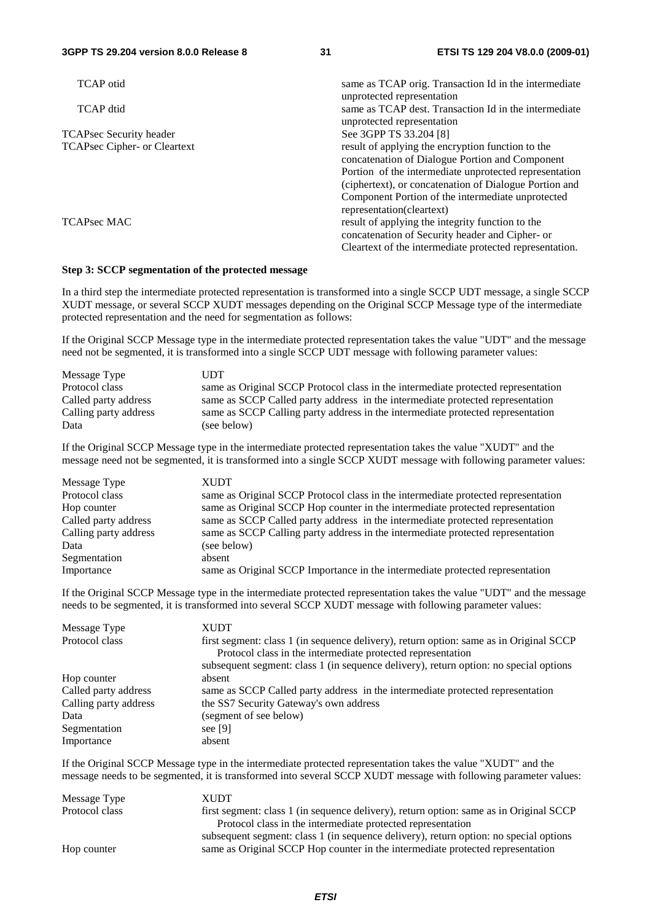| | |
|---|---|
| TCAP otid | same as TCAP orig. Transaction Id in the intermediate unprotected representation |
| TCAP dtid | same as TCAP dest. Transaction Id in the intermediate unprotected representation |
| TCAPsec Security header | See 3GPP TS 33.204 [8] |
| TCAPsec Cipher- or Cleartext | result of applying the encryption function to the concatenation of Dialogue Portion and Component Portion of the intermediate unprotected representation (ciphertext), or concatenation of Dialogue Portion and Component Portion of the intermediate unprotected representation(cleartext) |
| TCAPsec MAC | result of applying the integrity function to the concatenation of Security header and Cipher- or Cleartext of the intermediate protected representation. |

**Step 3: SCCP segmentation of the protected message**

In a third step the intermediate protected representation is transformed into a single SCCP UDT message, a single SCCP XUDT message, or several SCCP XUDT messages depending on the Original SCCP Message type of the intermediate protected representation and the need for segmentation as follows:

If the Original SCCP Message type in the intermediate protected representation takes the value "UDT" and the message need not be segmented, it is transformed into a single SCCP UDT message with following parameter values:

| | |
|---|---|
| Message Type | UDT |
| Protocol class | same as Original SCCP Protocol class in the intermediate protected representation |
| Called party address | same as SCCP Called party address in the intermediate protected representation |
| Calling party address | same as SCCP Calling party address in the intermediate protected representation |
| Data | (see below) |

If the Original SCCP Message type in the intermediate protected representation takes the value "XUDT" and the message need not be segmented, it is transformed into a single SCCP XUDT message with following parameter values:

| | |
|---|---|
| Message Type | XUDT |
| Protocol class | same as Original SCCP Protocol class in the intermediate protected representation |
| Hop counter | same as Original SCCP Hop counter in the intermediate protected representation |
| Called party address | same as SCCP Called party address in the intermediate protected representation |
| Calling party address | same as SCCP Calling party address in the intermediate protected representation |
| Data | (see below) |
| Segmentation | absent |
| Importance | same as Original SCCP Importance in the intermediate protected representation |

If the Original SCCP Message type in the intermediate protected representation takes the value "UDT" and the message needs to be segmented, it is transformed into several SCCP XUDT message with following parameter values:

| | |
|---|---|
| Message Type | XUDT |
| Protocol class | first segment: class 1 (in sequence delivery), return option: same as in Original SCCP Protocol class in the intermediate protected representation<br>subsequent segment: class 1 (in sequence delivery), return option: no special options |
| Hop counter | absent |
| Called party address | same as SCCP Called party address in the intermediate protected representation |
| Calling party address | the SS7 Security Gateway's own address |
| Data | (segment of see below) |
| Segmentation | see [9] |
| Importance | absent |

If the Original SCCP Message type in the intermediate protected representation takes the value "XUDT" and the message needs to be segmented, it is transformed into several SCCP XUDT message with following parameter values:

| | |
|---|---|
| Message Type | XUDT |
| Protocol class | first segment: class 1 (in sequence delivery), return option: same as in Original SCCP Protocol class in the intermediate protected representation<br>subsequent segment: class 1 (in sequence delivery), return option: no special options |
| Hop counter | same as Original SCCP Hop counter in the intermediate protected representation |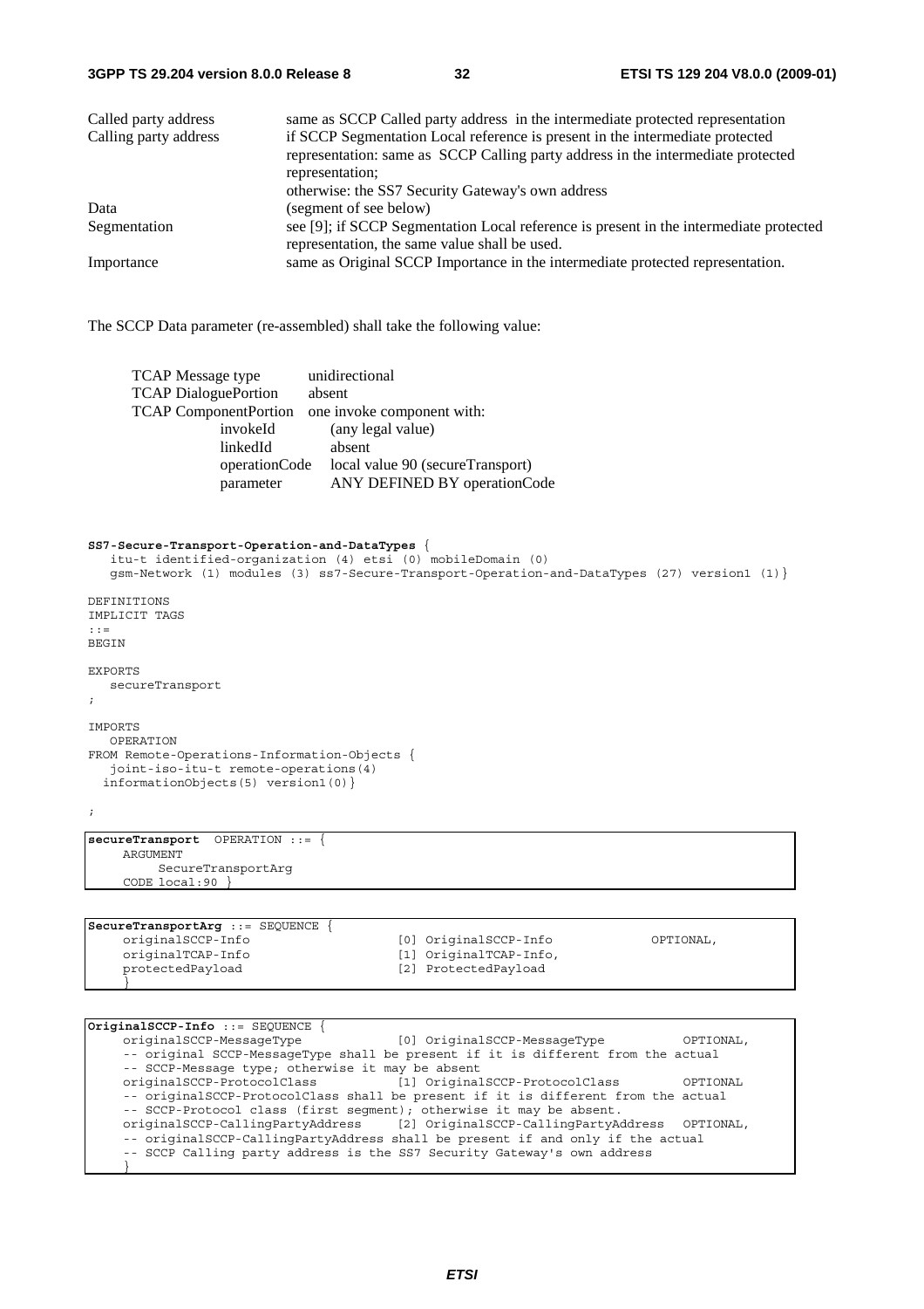| | |
|---|---|
| Called party address | same as SCCP Called party address in the intermediate protected representation |
| Calling party address | if SCCP Segmentation Local reference is present in the intermediate protected representation: same as SCCP Calling party address in the intermediate protected representation; otherwise: the SS7 Security Gateway's own address |
| Data | (segment of see below) |
| Segmentation | see [9]; if SCCP Segmentation Local reference is present in the intermediate protected representation, the same value shall be used. |
| Importance | same as Original SCCP Importance in the intermediate protected representation. |

The SCCP Data parameter (re-assembled) shall take the following value:

| | | |
|---|---|---|
| TCAP Message type | | unidirectional |
| TCAP DialoguePortion | | absent |
| TCAP ComponentPortion | | one invoke component with: |
| | invokeId | (any legal value) |
| | linkedId | absent |
| | operationCode | local value 90 (secureTransport) |
| | parameter | ANY DEFINED BY operationCode |

```
SS7-Secure-Transport-Operation-and-DataTypes {
   itu-t identified-organization (4) etsi (0) mobileDomain (0)
   gsm-Network (1) modules (3) ss7-Secure-Transport-Operation-and-DataTypes (27) version1 (1)}

DEFINITIONS
IMPLICIT TAGS
::=
BEGIN

EXPORTS
   secureTransport
;

IMPORTS
   OPERATION
FROM Remote-Operations-Information-Objects {
   joint-iso-itu-t remote-operations(4)
  informationObjects(5) version1(0)}

;
```

```
secureTransport  OPERATION ::= {
     ARGUMENT
         SecureTransportArg
     CODE local:90 }
```

```
SecureTransportArg ::= SEQUENCE {
     originalSCCP-Info                  [0] OriginalSCCP-Info            OPTIONAL,
     originalTCAP-Info                  [1] OriginalTCAP-Info,
     protectedPayload                   [2] ProtectedPayload
     }
```

```
OriginalSCCP-Info ::= SEQUENCE {
     originalSCCP-MessageType            [0] OriginalSCCP-MessageType           OPTIONAL,
     -- original SCCP-MessageType shall be present if it is different from the actual
     -- SCCP-Message type; otherwise it may be absent
     originalSCCP-ProtocolClass          [1] OriginalSCCP-ProtocolClass         OPTIONAL
     -- originalSCCP-ProtocolClass shall be present if it is different from the actual
     -- SCCP-Protocol class (first segment); otherwise it may be absent.
     originalSCCP-CallingPartyAddress    [2] OriginalSCCP-CallingPartyAddress  OPTIONAL,
     -- originalSCCP-CallingPartyAddress shall be present if and only if the actual
     -- SCCP Calling party address is the SS7 Security Gateway's own address
     }
```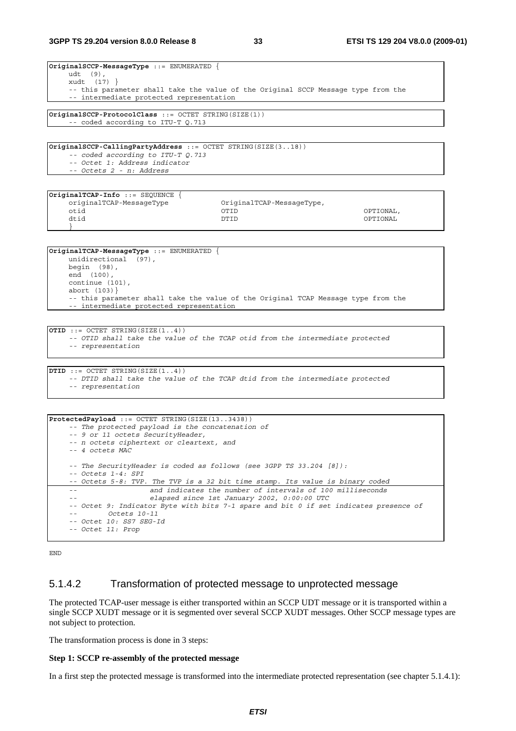```
OriginalSCCP-MessageType ::= ENUMERATED {
    udt  (9),
    xudt  (17) }
    -- this parameter shall take the value of the Original SCCP Message type from the
    -- intermediate protected representation
```

```
OriginalSCCP-ProtocolClass ::= OCTET STRING(SIZE(1))
    -- coded according to ITU-T Q.713
```

```
OriginalSCCP-CallingPartyAddress ::= OCTET STRING(SIZE(3..18))
    -- coded according to ITU-T Q.713
    -- Octet 1: Address indicator
    -- Octets 2 - n: Address
```

```
OriginalTCAP-Info ::= SEQUENCE {
    originalTCAP-MessageType           OriginalTCAP-MessageType,
    otid                               OTID                          OPTIONAL,
    dtid                               DTID                          OPTIONAL
    }
```

```
OriginalTCAP-MessageType ::= ENUMERATED {
    unidirectional  (97),
    begin  (98),
    end  (100),
    continue (101),
    abort (103)}
    -- this parameter shall take the value of the Original TCAP Message type from the
    -- intermediate protected representation
```

```
OTID ::= OCTET STRING(SIZE(1..4))
    -- OTID shall take the value of the TCAP otid from the intermediate protected
    -- representation
```

```
DTID ::= OCTET STRING(SIZE(1..4))
    -- DTID shall take the value of the TCAP dtid from the intermediate protected
    -- representation
```

```
ProtectedPayload ::= OCTET STRING(SIZE(13..3438))
    -- The protected payload is the concatenation of
    -- 9 or 11 octets SecurityHeader,
    -- n octets ciphertext or cleartext, and
    -- 4 octets MAC

    -- The SecurityHeader is coded as follows (see 3GPP TS 33.204 [8]):
    -- Octets 1-4: SPI
    -- Octets 5-8: TVP. The TVP is a 32 bit time stamp. Its value is binary coded
    --                 and indicates the number of intervals of 100 milliseconds
    --                 elapsed since 1st January 2002, 0:00:00 UTC
    -- Octet 9: Indicator Byte with bits 7-1 spare and bit 0 if set indicates presence of
    --         Octets 10-11
    -- Octet 10: SS7 SEG-Id
    -- Octet 11: Prop
```

```
END
```

### 5.1.4.2 Transformation of protected message to unprotected message

The protected TCAP-user message is either transported within an SCCP UDT message or it is transported within a single SCCP XUDT message or it is segmented over several SCCP XUDT messages. Other SCCP message types are not subject to protection.

The transformation process is done in 3 steps:

**Step 1: SCCP re-assembly of the protected message**

In a first step the protected message is transformed into the intermediate protected representation (see chapter 5.1.4.1):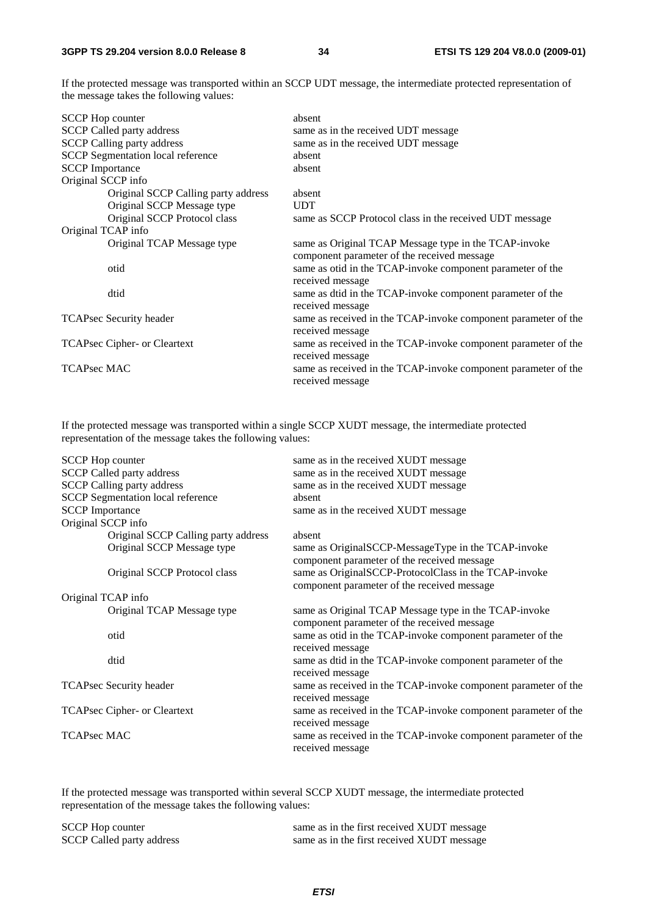If the protected message was transported within an SCCP UDT message, the intermediate protected representation of the message takes the following values:

| | |
|---|---|
| SCCP Hop counter | absent |
| SCCP Called party address | same as in the received UDT message |
| SCCP Calling party address | same as in the received UDT message |
| SCCP Segmentation local reference | absent |
| SCCP Importance | absent |
| Original SCCP info | |
| Original SCCP Calling party address | absent |
| Original SCCP Message type | UDT |
| Original SCCP Protocol class | same as SCCP Protocol class in the received UDT message |
| Original TCAP info | |
| Original TCAP Message type | same as Original TCAP Message type in the TCAP-invoke component parameter of the received message |
| otid | same as otid in the TCAP-invoke component parameter of the received message |
| dtid | same as dtid in the TCAP-invoke component parameter of the received message |
| TCAPsec Security header | same as received in the TCAP-invoke component parameter of the received message |
| TCAPsec Cipher- or Cleartext | same as received in the TCAP-invoke component parameter of the received message |
| TCAPsec MAC | same as received in the TCAP-invoke component parameter of the received message |

If the protected message was transported within a single SCCP XUDT message, the intermediate protected representation of the message takes the following values:

| | |
|---|---|
| SCCP Hop counter | same as in the received XUDT message |
| SCCP Called party address | same as in the received XUDT message |
| SCCP Calling party address | same as in the received XUDT message |
| SCCP Segmentation local reference | absent |
| SCCP Importance | same as in the received XUDT message |
| Original SCCP info | |
| Original SCCP Calling party address | absent |
| Original SCCP Message type | same as OriginalSCCP-MessageType in the TCAP-invoke component parameter of the received message |
| Original SCCP Protocol class | same as OriginalSCCP-ProtocolClass in the TCAP-invoke component parameter of the received message |
| Original TCAP info | |
| Original TCAP Message type | same as Original TCAP Message type in the TCAP-invoke component parameter of the received message |
| otid | same as otid in the TCAP-invoke component parameter of the received message |
| dtid | same as dtid in the TCAP-invoke component parameter of the received message |
| TCAPsec Security header | same as received in the TCAP-invoke component parameter of the received message |
| TCAPsec Cipher- or Cleartext | same as received in the TCAP-invoke component parameter of the received message |
| TCAPsec MAC | same as received in the TCAP-invoke component parameter of the received message |

If the protected message was transported within several SCCP XUDT message, the intermediate protected representation of the message takes the following values:

| | |
|---|---|
| SCCP Hop counter | same as in the first received XUDT message |
| SCCP Called party address | same as in the first received XUDT message |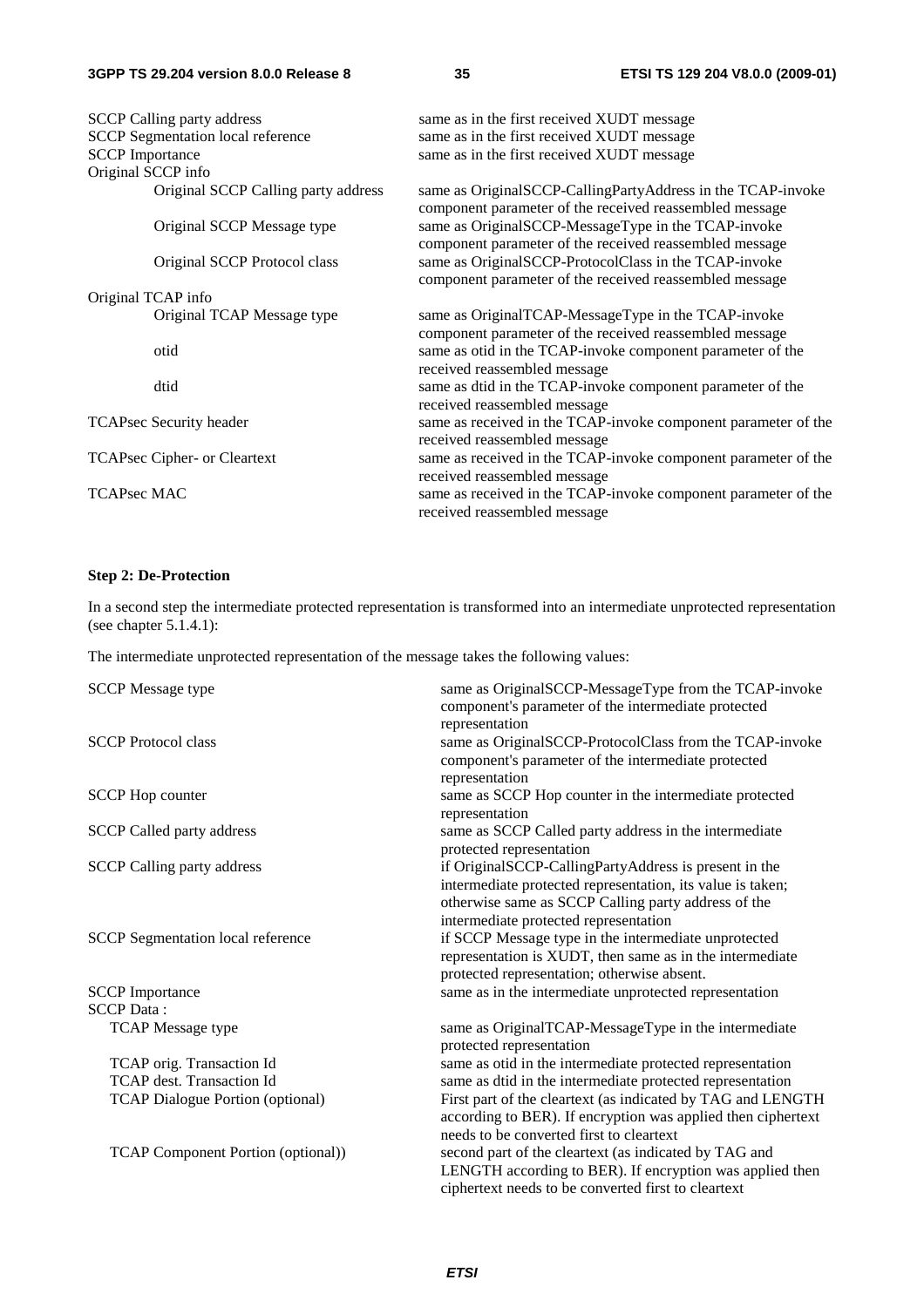| | |
|---|---|
| SCCP Calling party address | same as in the first received XUDT message |
| SCCP Segmentation local reference | same as in the first received XUDT message |
| SCCP Importance | same as in the first received XUDT message |
| Original SCCP info | |
| Original SCCP Calling party address | same as OriginalSCCP-CallingPartyAddress in the TCAP-invoke component parameter of the received reassembled message |
| Original SCCP Message type | same as OriginalSCCP-MessageType in the TCAP-invoke component parameter of the received reassembled message |
| Original SCCP Protocol class | same as OriginalSCCP-ProtocolClass in the TCAP-invoke component parameter of the received reassembled message |
| Original TCAP info | |
| Original TCAP Message type | same as OriginalTCAP-MessageType in the TCAP-invoke component parameter of the received reassembled message |
| otid | same as otid in the TCAP-invoke component parameter of the received reassembled message |
| dtid | same as dtid in the TCAP-invoke component parameter of the received reassembled message |
| TCAPsec Security header | same as received in the TCAP-invoke component parameter of the received reassembled message |
| TCAPsec Cipher- or Cleartext | same as received in the TCAP-invoke component parameter of the received reassembled message |
| TCAPsec MAC | same as received in the TCAP-invoke component parameter of the received reassembled message |

**Step 2: De-Protection**

In a second step the intermediate protected representation is transformed into an intermediate unprotected representation (see chapter 5.1.4.1):

The intermediate unprotected representation of the message takes the following values:

| | |
|---|---|
| SCCP Message type | same as OriginalSCCP-MessageType from the TCAP-invoke component's parameter of the intermediate protected representation |
| SCCP Protocol class | same as OriginalSCCP-ProtocolClass from the TCAP-invoke component's parameter of the intermediate protected representation |
| SCCP Hop counter | same as SCCP Hop counter in the intermediate protected representation |
| SCCP Called party address | same as SCCP Called party address in the intermediate protected representation |
| SCCP Calling party address | if OriginalSCCP-CallingPartyAddress is present in the intermediate protected representation, its value is taken; otherwise same as SCCP Calling party address of the intermediate protected representation |
| SCCP Segmentation local reference | if SCCP Message type in the intermediate unprotected representation is XUDT, then same as in the intermediate protected representation; otherwise absent. |
| SCCP Importance | same as in the intermediate unprotected representation |
| SCCP Data : | |
| TCAP Message type | same as OriginalTCAP-MessageType in the intermediate protected representation |
| TCAP orig. Transaction Id | same as otid in the intermediate protected representation |
| TCAP dest. Transaction Id | same as dtid in the intermediate protected representation |
| TCAP Dialogue Portion (optional) | First part of the cleartext (as indicated by TAG and LENGTH according to BER). If encryption was applied then ciphertext needs to be converted first to cleartext |
| TCAP Component Portion (optional)) | second part of the cleartext (as indicated by TAG and LENGTH according to BER). If encryption was applied then ciphertext needs to be converted first to cleartext |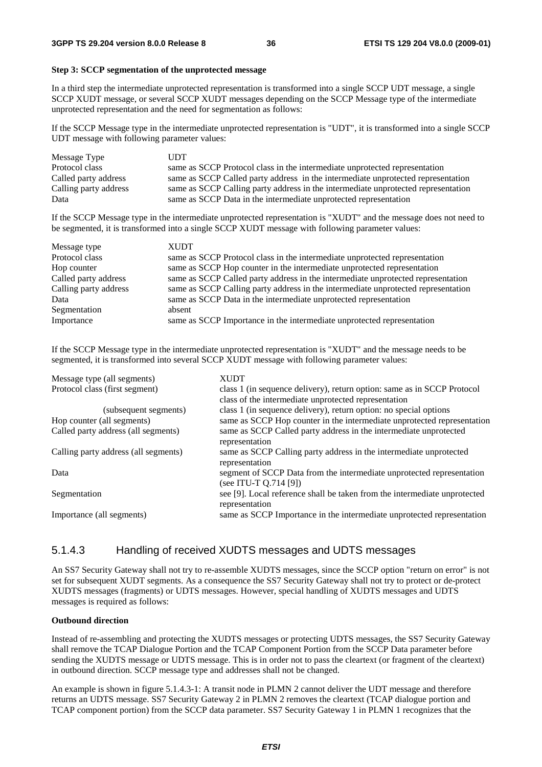**Step 3: SCCP segmentation of the unprotected message**

In a third step the intermediate unprotected representation is transformed into a single SCCP UDT message, a single SCCP XUDT message, or several SCCP XUDT messages depending on the SCCP Message type of the intermediate unprotected representation and the need for segmentation as follows:

If the SCCP Message type in the intermediate unprotected representation is "UDT", it is transformed into a single SCCP UDT message with following parameter values:

| | |
|---|---|
| Message Type | UDT |
| Protocol class | same as SCCP Protocol class in the intermediate unprotected representation |
| Called party address | same as SCCP Called party address in the intermediate unprotected representation |
| Calling party address | same as SCCP Calling party address in the intermediate unprotected representation |
| Data | same as SCCP Data in the intermediate unprotected representation |

If the SCCP Message type in the intermediate unprotected representation is "XUDT" and the message does not need to be segmented, it is transformed into a single SCCP XUDT message with following parameter values:

| | |
|---|---|
| Message type | XUDT |
| Protocol class | same as SCCP Protocol class in the intermediate unprotected representation |
| Hop counter | same as SCCP Hop counter in the intermediate unprotected representation |
| Called party address | same as SCCP Called party address in the intermediate unprotected representation |
| Calling party address | same as SCCP Calling party address in the intermediate unprotected representation |
| Data | same as SCCP Data in the intermediate unprotected representation |
| Segmentation | absent |
| Importance | same as SCCP Importance in the intermediate unprotected representation |

If the SCCP Message type in the intermediate unprotected representation is "XUDT" and the message needs to be segmented, it is transformed into several SCCP XUDT message with following parameter values:

| | |
|---|---|
| Message type (all segments) | XUDT |
| Protocol class (first segment) | class 1 (in sequence delivery), return option: same as in SCCP Protocol class of the intermediate unprotected representation |
| (subsequent segments) | class 1 (in sequence delivery), return option: no special options |
| Hop counter (all segments) | same as SCCP Hop counter in the intermediate unprotected representation |
| Called party address (all segments) | same as SCCP Called party address in the intermediate unprotected representation |
| Calling party address (all segments) | same as SCCP Calling party address in the intermediate unprotected representation |
| Data | segment of SCCP Data from the intermediate unprotected representation (see ITU-T Q.714 [9]) |
| Segmentation | see [9]. Local reference shall be taken from the intermediate unprotected representation |
| Importance (all segments) | same as SCCP Importance in the intermediate unprotected representation |

### 5.1.4.3 Handling of received XUDTS messages and UDTS messages

An SS7 Security Gateway shall not try to re-assemble XUDTS messages, since the SCCP option "return on error" is not set for subsequent XUDT segments. As a consequence the SS7 Security Gateway shall not try to protect or de-protect XUDTS messages (fragments) or UDTS messages. However, special handling of XUDTS messages and UDTS messages is required as follows:

**Outbound direction**

Instead of re-assembling and protecting the XUDTS messages or protecting UDTS messages, the SS7 Security Gateway shall remove the TCAP Dialogue Portion and the TCAP Component Portion from the SCCP Data parameter before sending the XUDTS message or UDTS message. This is in order not to pass the cleartext (or fragment of the cleartext) in outbound direction. SCCP message type and addresses shall not be changed.

An example is shown in figure 5.1.4.3-1: A transit node in PLMN 2 cannot deliver the UDT message and therefore returns an UDTS message. SS7 Security Gateway 2 in PLMN 2 removes the cleartext (TCAP dialogue portion and TCAP component portion) from the SCCP data parameter. SS7 Security Gateway 1 in PLMN 1 recognizes that the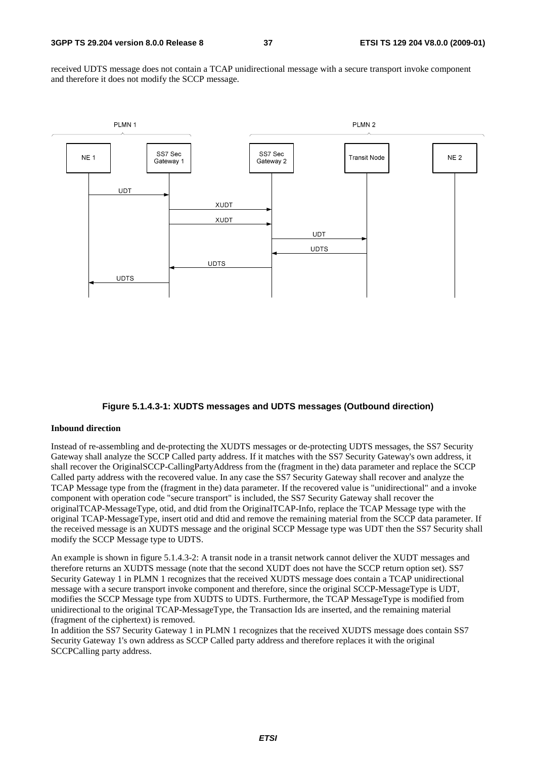received UDTS message does not contain a TCAP unidirectional message with a secure transport invoke component and therefore it does not modify the SCCP message.

**Figure 5.1.4.3-1: XUDTS messages and UDTS messages (Outbound direction)**

**Inbound direction**

Instead of re-assembling and de-protecting the XUDTS messages or de-protecting UDTS messages, the SS7 Security Gateway shall analyze the SCCP Called party address. If it matches with the SS7 Security Gateway's own address, it shall recover the OriginalSCCP-CallingPartyAddress from the (fragment in the) data parameter and replace the SCCP Called party address with the recovered value. In any case the SS7 Security Gateway shall recover and analyze the TCAP Message type from the (fragment in the) data parameter. If the recovered value is "unidirectional" and a invoke component with operation code "secure transport" is included, the SS7 Security Gateway shall recover the originalTCAP-MessageType, otid, and dtid from the OriginalTCAP-Info, replace the TCAP Message type with the original TCAP-MessageType, insert otid and dtid and remove the remaining material from the SCCP data parameter. If the received message is an XUDTS message and the original SCCP Message type was UDT then the SS7 Security shall modify the SCCP Message type to UDTS.

An example is shown in figure 5.1.4.3-2: A transit node in a transit network cannot deliver the XUDT messages and therefore returns an XUDTS message (note that the second XUDT does not have the SCCP return option set). SS7 Security Gateway 1 in PLMN 1 recognizes that the received XUDTS message does contain a TCAP unidirectional message with a secure transport invoke component and therefore, since the original SCCP-MessageType is UDT, modifies the SCCP Message type from XUDTS to UDTS. Furthermore, the TCAP MessageType is modified from unidirectional to the original TCAP-MessageType, the Transaction Ids are inserted, and the remaining material (fragment of the ciphertext) is removed.
In addition the SS7 Security Gateway 1 in PLMN 1 recognizes that the received XUDTS message does contain SS7 Security Gateway 1's own address as SCCP Called party address and therefore replaces it with the original SCCPCalling party address.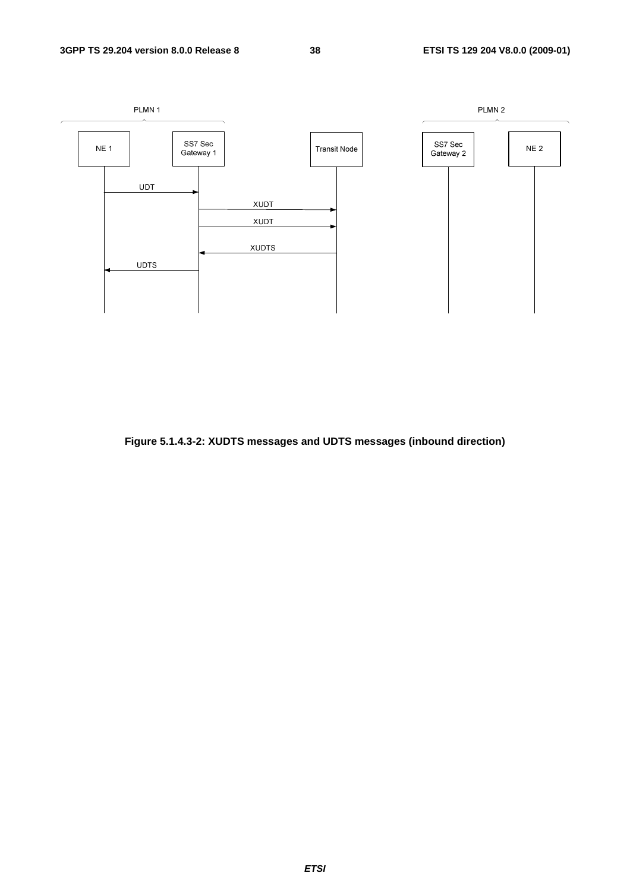Figure 5.1.4.3-2: XUDTS messages and UDTS messages (inbound direction)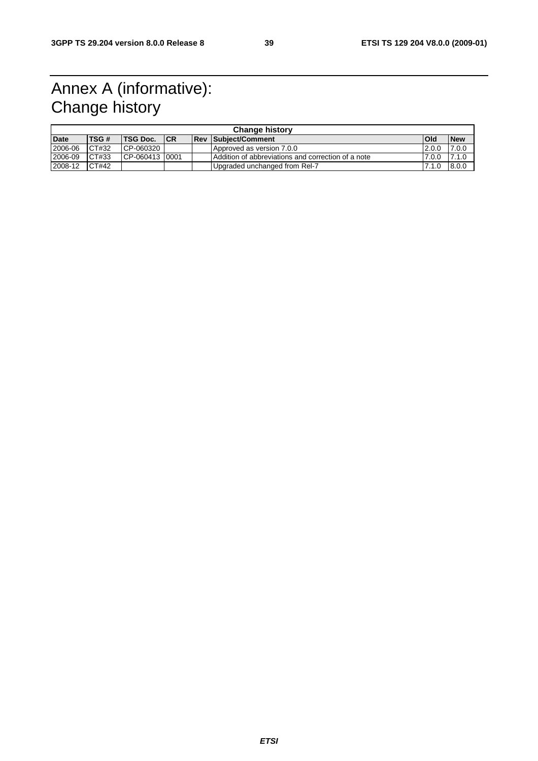# Annex A (informative): Change history

| Change history | | | | | | | |
|---|---|---|---|---|---|---|---|
| **Date** | **TSG #** | **TSG Doc.** | **CR** | **Rev** | **Subject/Comment** | **Old** | **New** |
| 2006-06 | CT#32 | CP-060320 | | | Approved as version 7.0.0 | 2.0.0 | 7.0.0 |
| 2006-09 | CT#33 | CP-060413 | 0001 | | Addition of abbreviations and correction of a note | 7.0.0 | 7.1.0 |
| 2008-12 | CT#42 | | | | Upgraded unchanged from Rel-7 | 7.1.0 | 8.0.0 |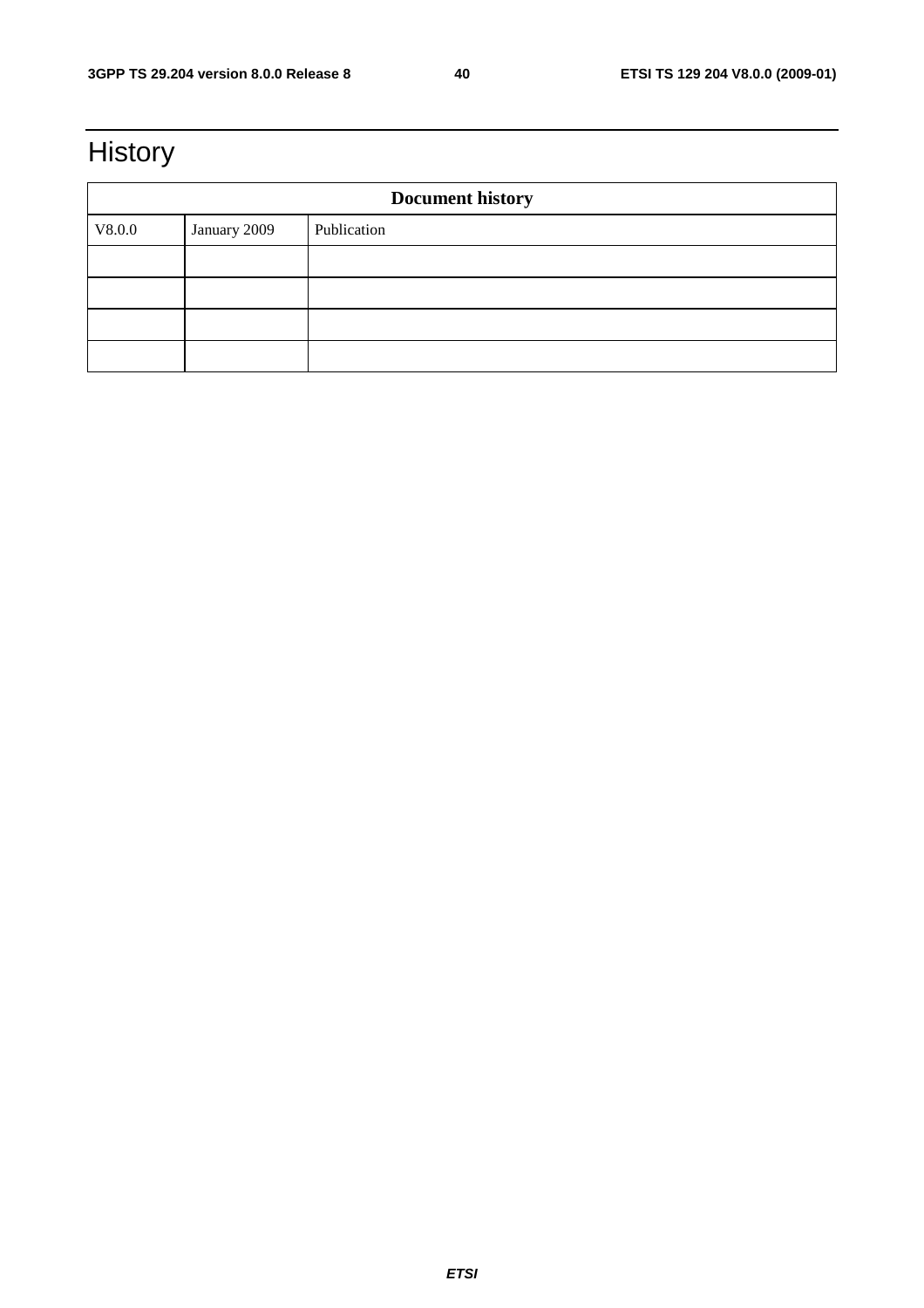# History

| Document history | | |
|---|---|---|
| V8.0.0 | January 2009 | Publication |
| | | |
| | | |
| | | |
| | | |